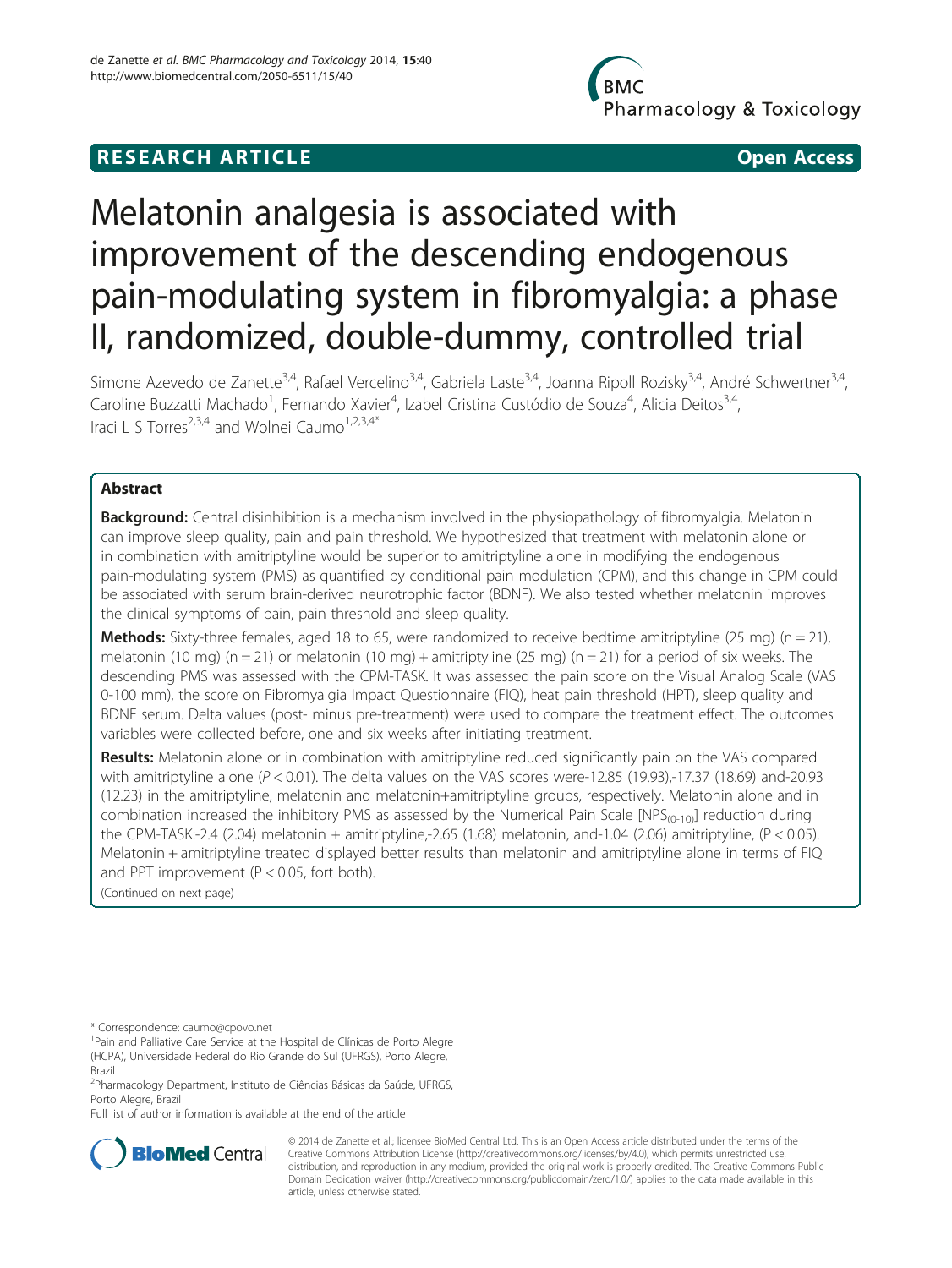**RESEARCH ARTICLE** **Open Access**

# Melatonin analgesia is associated with improvement of the descending endogenous pain-modulating system in fibromyalgia: a phase II, randomized, double-dummy, controlled trial

Simone Azevedo de Zanette[3,4], Rafael Vercelino[3,4], Gabriela Laste[3,4], Joanna Ripoll Rozisky[3,4], André Schwertner[3,4], Caroline Buzzatti Machado[1], Fernando Xavier[4], Izabel Cristina Custódio de Souza[4], Alicia Deitos[3,4], Iraci L S Torres[2,3,4] and Wolnei Caumo[1,2,3,4*]

## Abstract

**Background:** Central disinhibition is a mechanism involved in the physiopathology of fibromyalgia. Melatonin can improve sleep quality, pain and pain threshold. We hypothesized that treatment with melatonin alone or in combination with amitriptyline would be superior to amitriptyline alone in modifying the endogenous pain-modulating system (PMS) as quantified by conditional pain modulation (CPM), and this change in CPM could be associated with serum brain-derived neurotrophic factor (BDNF). We also tested whether melatonin improves the clinical symptoms of pain, pain threshold and sleep quality.

**Methods:** Sixty-three females, aged 18 to 65, were randomized to receive bedtime amitriptyline (25 mg) (n = 21), melatonin (10 mg) (n = 21) or melatonin (10 mg) + amitriptyline (25 mg) (n = 21) for a period of six weeks. The descending PMS was assessed with the CPM-TASK. It was assessed the pain score on the Visual Analog Scale (VAS 0-100 mm), the score on Fibromyalgia Impact Questionnaire (FIQ), heat pain threshold (HPT), sleep quality and BDNF serum. Delta values (post- minus pre-treatment) were used to compare the treatment effect. The outcomes variables were collected before, one and six weeks after initiating treatment.

**Results:** Melatonin alone or in combination with amitriptyline reduced significantly pain on the VAS compared with amitriptyline alone ($P < 0.01$). The delta values on the VAS scores were-12.85 (19.93),-17.37 (18.69) and-20.93 (12.23) in the amitriptyline, melatonin and melatonin+amitriptyline groups, respectively. Melatonin alone and in combination increased the inhibitory PMS as assessed by the Numerical Pain Scale [$NPS_{(0-10)}$] reduction during the CPM-TASK:-2.4 (2.04) melatonin + amitriptyline,-2.65 (1.68) melatonin, and-1.04 (2.06) amitriptyline, ($P < 0.05$). Melatonin + amitriptyline treated displayed better results than melatonin and amitriptyline alone in terms of FIQ and PPT improvement ($P < 0.05$, fort both).

(Continued on next page)

* Correspondence: caumo@cpovo.net
[1]Pain and Palliative Care Service at the Hospital de Clínicas de Porto Alegre (HCPA), Universidade Federal do Rio Grande do Sul (UFRGS), Porto Alegre, Brazil
[2]Pharmacology Department, Instituto de Ciências Básicas da Saúde, UFRGS, Porto Alegre, Brazil
Full list of author information is available at the end of the article

© 2014 de Zanette et al.; licensee BioMed Central Ltd. This is an Open Access article distributed under the terms of the Creative Commons Attribution License (http://creativecommons.org/licenses/by/4.0), which permits unrestricted use, distribution, and reproduction in any medium, provided the original work is properly credited. The Creative Commons Public Domain Dedication waiver (http://creativecommons.org/publicdomain/zero/1.0/) applies to the data made available in this article, unless otherwise stated.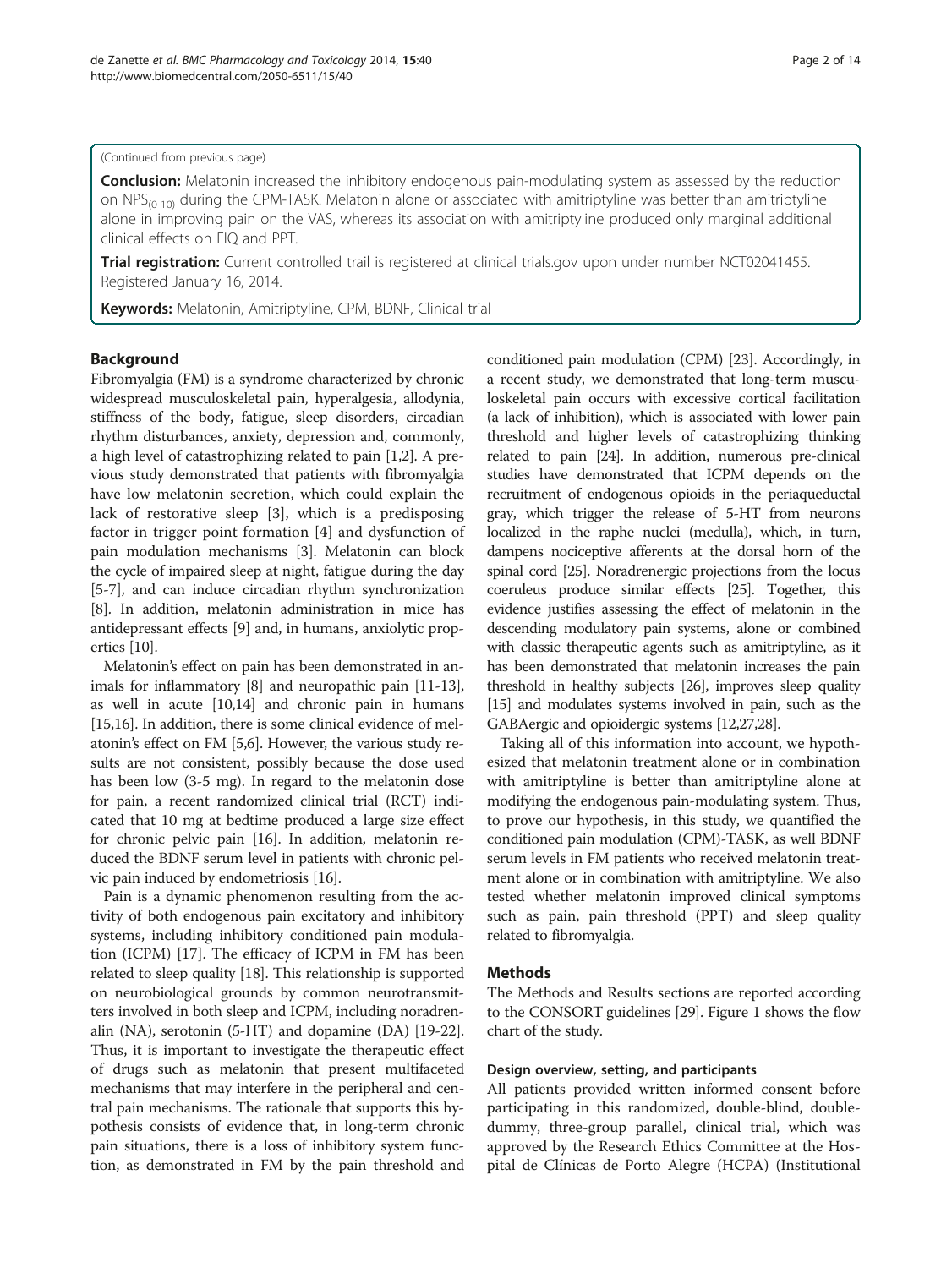(Continued from previous page)

**Conclusion:** Melatonin increased the inhibitory endogenous pain-modulating system as assessed by the reduction on $NPS_{(0-10)}$ during the CPM-TASK. Melatonin alone or associated with amitriptyline was better than amitriptyline alone in improving pain on the VAS, whereas its association with amitriptyline produced only marginal additional clinical effects on FIQ and PPT.

**Trial registration:** Current controlled trail is registered at clinical trials.gov upon under number NCT02041455. Registered January 16, 2014.

**Keywords:** Melatonin, Amitriptyline, CPM, BDNF, Clinical trial

## Background

Fibromyalgia (FM) is a syndrome characterized by chronic widespread musculoskeletal pain, hyperalgesia, allodynia, stiffness of the body, fatigue, sleep disorders, circadian rhythm disturbances, anxiety, depression and, commonly, a high level of catastrophizing related to pain [1,2]. A previous study demonstrated that patients with fibromyalgia have low melatonin secretion, which could explain the lack of restorative sleep [3], which is a predisposing factor in trigger point formation [4] and dysfunction of pain modulation mechanisms [3]. Melatonin can block the cycle of impaired sleep at night, fatigue during the day [5-7], and can induce circadian rhythm synchronization [8]. In addition, melatonin administration in mice has antidepressant effects [9] and, in humans, anxiolytic properties [10].

Melatonin's effect on pain has been demonstrated in animals for inflammatory [8] and neuropathic pain [11-13], as well in acute [10,14] and chronic pain in humans [15,16]. In addition, there is some clinical evidence of melatonin's effect on FM [5,6]. However, the various study results are not consistent, possibly because the dose used has been low (3-5 mg). In regard to the melatonin dose for pain, a recent randomized clinical trial (RCT) indicated that 10 mg at bedtime produced a large size effect for chronic pelvic pain [16]. In addition, melatonin reduced the BDNF serum level in patients with chronic pelvic pain induced by endometriosis [16].

Pain is a dynamic phenomenon resulting from the activity of both endogenous pain excitatory and inhibitory systems, including inhibitory conditioned pain modulation (ICPM) [17]. The efficacy of ICPM in FM has been related to sleep quality [18]. This relationship is supported on neurobiological grounds by common neurotransmitters involved in both sleep and ICPM, including noradrenalin (NA), serotonin (5-HT) and dopamine (DA) [19-22]. Thus, it is important to investigate the therapeutic effect of drugs such as melatonin that present multifaceted mechanisms that may interfere in the peripheral and central pain mechanisms. The rationale that supports this hypothesis consists of evidence that, in long-term chronic pain situations, there is a loss of inhibitory system function, as demonstrated in FM by the pain threshold and conditioned pain modulation (CPM) [23]. Accordingly, in a recent study, we demonstrated that long-term musculoskeletal pain occurs with excessive cortical facilitation (a lack of inhibition), which is associated with lower pain threshold and higher levels of catastrophizing thinking related to pain [24]. In addition, numerous pre-clinical studies have demonstrated that ICPM depends on the recruitment of endogenous opioids in the periaqueductal gray, which trigger the release of 5-HT from neurons localized in the raphe nuclei (medulla), which, in turn, dampens nociceptive afferents at the dorsal horn of the spinal cord [25]. Noradrenergic projections from the locus coeruleus produce similar effects [25]. Together, this evidence justifies assessing the effect of melatonin in the descending modulatory pain systems, alone or combined with classic therapeutic agents such as amitriptyline, as it has been demonstrated that melatonin increases the pain threshold in healthy subjects [26], improves sleep quality [15] and modulates systems involved in pain, such as the GABAergic and opioidergic systems [12,27,28].

Taking all of this information into account, we hypothesized that melatonin treatment alone or in combination with amitriptyline is better than amitriptyline alone at modifying the endogenous pain-modulating system. Thus, to prove our hypothesis, in this study, we quantified the conditioned pain modulation (CPM)-TASK, as well BDNF serum levels in FM patients who received melatonin treatment alone or in combination with amitriptyline. We also tested whether melatonin improved clinical symptoms such as pain, pain threshold (PPT) and sleep quality related to fibromyalgia.

## Methods

The Methods and Results sections are reported according to the CONSORT guidelines [29]. Figure 1 shows the flow chart of the study.

### Design overview, setting, and participants

All patients provided written informed consent before participating in this randomized, double-blind, double-dummy, three-group parallel, clinical trial, which was approved by the Research Ethics Committee at the Hospital de Clínicas de Porto Alegre (HCPA) (Institutional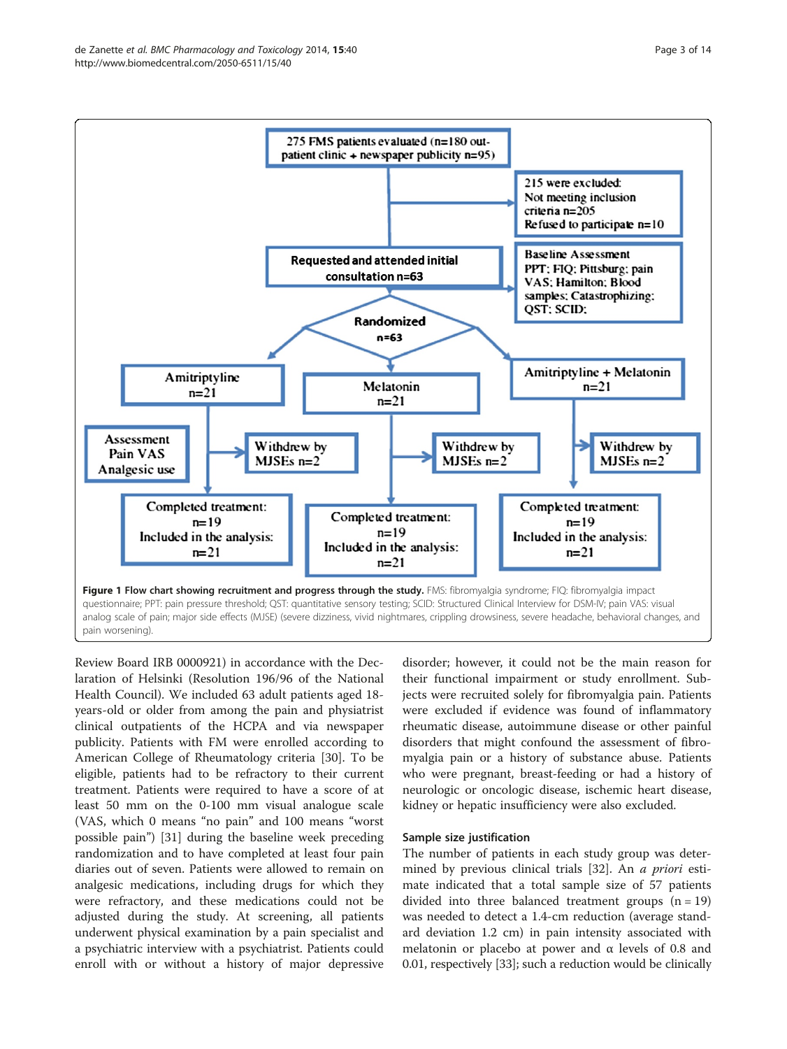**Figure 1 Flow chart showing recruitment and progress through the study.** FMS: fibromyalgia syndrome; FIQ: fibromyalgia impact questionnaire; PPT: pain pressure threshold; QST: quantitative sensory testing; SCID: Structured Clinical Interview for DSM-IV; pain VAS: visual analog scale of pain; major side effects (MJSE) (severe dizziness, vivid nightmares, crippling drowsiness, severe headache, behavioral changes, and pain worsening).

Review Board IRB 0000921) in accordance with the Declaration of Helsinki (Resolution 196/96 of the National Health Council). We included 63 adult patients aged 18-years-old or older from among the pain and physiatrist clinical outpatients of the HCPA and via newspaper publicity. Patients with FM were enrolled according to American College of Rheumatology criteria [30]. To be eligible, patients had to be refractory to their current treatment. Patients were required to have a score of at least 50 mm on the 0-100 mm visual analogue scale (VAS, which 0 means "no pain" and 100 means "worst possible pain") [31] during the baseline week preceding randomization and to have completed at least four pain diaries out of seven. Patients were allowed to remain on analgesic medications, including drugs for which they were refractory, and these medications could not be adjusted during the study. At screening, all patients underwent physical examination by a pain specialist and a psychiatric interview with a psychiatrist. Patients could enroll with or without a history of major depressive disorder; however, it could not be the main reason for their functional impairment or study enrollment. Subjects were recruited solely for fibromyalgia pain. Patients were excluded if evidence was found of inflammatory rheumatic disease, autoimmune disease or other painful disorders that might confound the assessment of fibromyalgia pain or a history of substance abuse. Patients who were pregnant, breast-feeding or had a history of neurologic or oncologic disease, ischemic heart disease, kidney or hepatic insufficiency were also excluded.

### Sample size justification

The number of patients in each study group was determined by previous clinical trials [32]. An *a priori* estimate indicated that a total sample size of 57 patients divided into three balanced treatment groups ($n = 19$) was needed to detect a 1.4-cm reduction (average standard deviation 1.2 cm) in pain intensity associated with melatonin or placebo at power and $\alpha$ levels of 0.8 and 0.01, respectively [33]; such a reduction would be clinically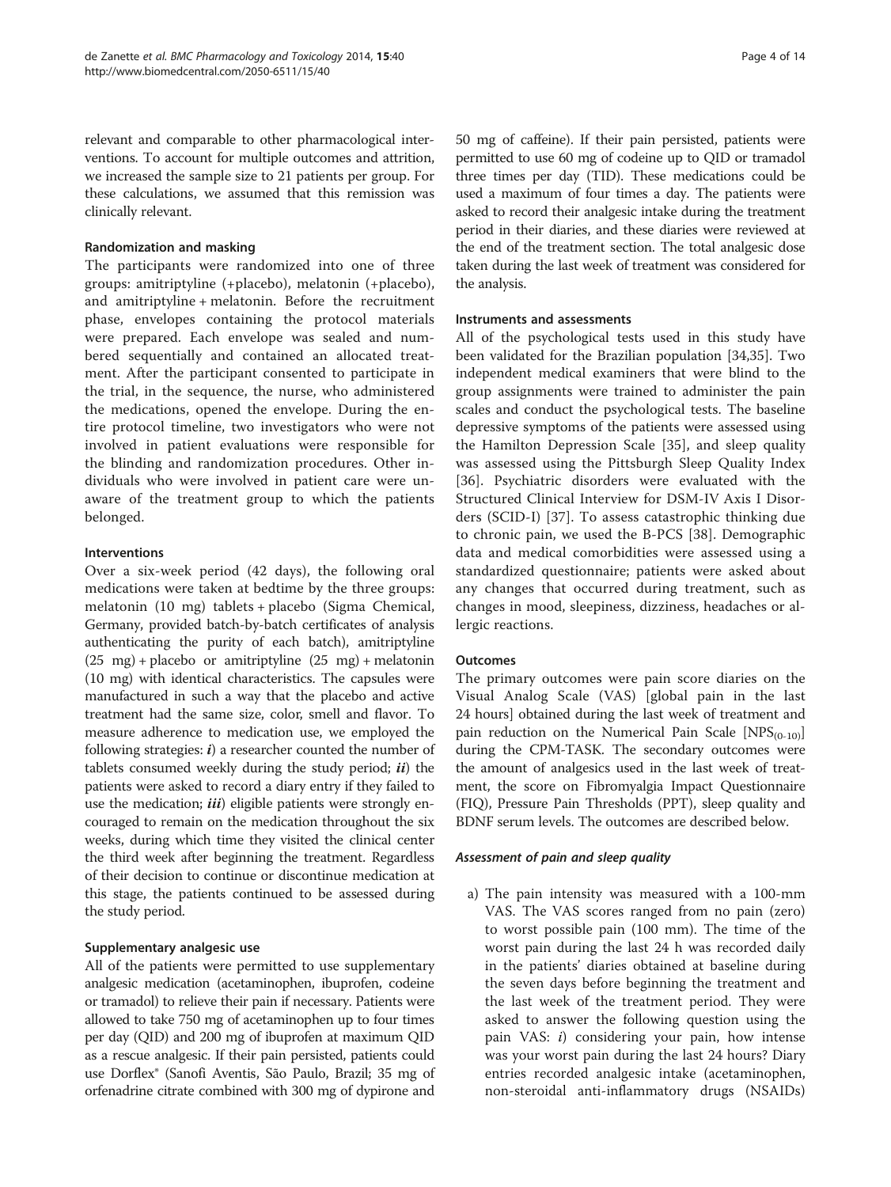relevant and comparable to other pharmacological interventions. To account for multiple outcomes and attrition, we increased the sample size to 21 patients per group. For these calculations, we assumed that this remission was clinically relevant.

### Randomization and masking

The participants were randomized into one of three groups: amitriptyline (+placebo), melatonin (+placebo), and amitriptyline + melatonin. Before the recruitment phase, envelopes containing the protocol materials were prepared. Each envelope was sealed and numbered sequentially and contained an allocated treatment. After the participant consented to participate in the trial, in the sequence, the nurse, who administered the medications, opened the envelope. During the entire protocol timeline, two investigators who were not involved in patient evaluations were responsible for the blinding and randomization procedures. Other individuals who were involved in patient care were unaware of the treatment group to which the patients belonged.

### Interventions

Over a six-week period (42 days), the following oral medications were taken at bedtime by the three groups: melatonin (10 mg) tablets + placebo (Sigma Chemical, Germany, provided batch-by-batch certificates of analysis authenticating the purity of each batch), amitriptyline (25 mg) + placebo or amitriptyline (25 mg) + melatonin (10 mg) with identical characteristics. The capsules were manufactured in such a way that the placebo and active treatment had the same size, color, smell and flavor. To measure adherence to medication use, we employed the following strategies: ***i***) a researcher counted the number of tablets consumed weekly during the study period; ***ii***) the patients were asked to record a diary entry if they failed to use the medication; ***iii***) eligible patients were strongly encouraged to remain on the medication throughout the six weeks, during which time they visited the clinical center the third week after beginning the treatment. Regardless of their decision to continue or discontinue medication at this stage, the patients continued to be assessed during the study period.

### Supplementary analgesic use

All of the patients were permitted to use supplementary analgesic medication (acetaminophen, ibuprofen, codeine or tramadol) to relieve their pain if necessary. Patients were allowed to take 750 mg of acetaminophen up to four times per day (QID) and 200 mg of ibuprofen at maximum QID as a rescue analgesic. If their pain persisted, patients could use Dorflex® (Sanofi Aventis, São Paulo, Brazil; 35 mg of orfenadrine citrate combined with 300 mg of dypirone and 50 mg of caffeine). If their pain persisted, patients were permitted to use 60 mg of codeine up to QID or tramadol three times per day (TID). These medications could be used a maximum of four times a day. The patients were asked to record their analgesic intake during the treatment period in their diaries, and these diaries were reviewed at the end of the treatment section. The total analgesic dose taken during the last week of treatment was considered for the analysis.

### Instruments and assessments

All of the psychological tests used in this study have been validated for the Brazilian population [34,35]. Two independent medical examiners that were blind to the group assignments were trained to administer the pain scales and conduct the psychological tests. The baseline depressive symptoms of the patients were assessed using the Hamilton Depression Scale [35], and sleep quality was assessed using the Pittsburgh Sleep Quality Index [36]. Psychiatric disorders were evaluated with the Structured Clinical Interview for DSM-IV Axis I Disorders (SCID-I) [37]. To assess catastrophic thinking due to chronic pain, we used the B-PCS [38]. Demographic data and medical comorbidities were assessed using a standardized questionnaire; patients were asked about any changes that occurred during treatment, such as changes in mood, sleepiness, dizziness, headaches or allergic reactions.

### Outcomes

The primary outcomes were pain score diaries on the Visual Analog Scale (VAS) [global pain in the last 24 hours] obtained during the last week of treatment and pain reduction on the Numerical Pain Scale [$NPS_{(0-10)}$] during the CPM-TASK. The secondary outcomes were the amount of analgesics used in the last week of treatment, the score on Fibromyalgia Impact Questionnaire (FIQ), Pressure Pain Thresholds (PPT), sleep quality and BDNF serum levels. The outcomes are described below.

#### *Assessment of pain and sleep quality*

a) The pain intensity was measured with a 100-mm VAS. The VAS scores ranged from no pain (zero) to worst possible pain (100 mm). The time of the worst pain during the last 24 h was recorded daily in the patients' diaries obtained at baseline during the seven days before beginning the treatment and the last week of the treatment period. They were asked to answer the following question using the pain VAS: *i*) considering your pain, how intense was your worst pain during the last 24 hours? Diary entries recorded analgesic intake (acetaminophen, non-steroidal anti-inflammatory drugs (NSAIDs)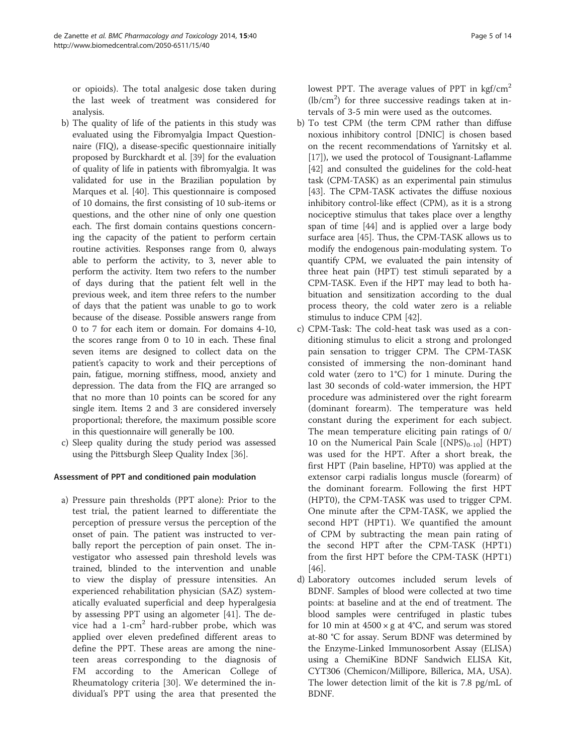or opioids). The total analgesic dose taken during the last week of treatment was considered for analysis.

b) The quality of life of the patients in this study was evaluated using the Fibromyalgia Impact Questionnaire (FIQ), a disease-specific questionnaire initially proposed by Burckhardt et al. [39] for the evaluation of quality of life in patients with fibromyalgia. It was validated for use in the Brazilian population by Marques et al. [40]. This questionnaire is composed of 10 domains, the first consisting of 10 sub-items or questions, and the other nine of only one question each. The first domain contains questions concerning the capacity of the patient to perform certain routine activities. Responses range from 0, always able to perform the activity, to 3, never able to perform the activity. Item two refers to the number of days during that the patient felt well in the previous week, and item three refers to the number of days that the patient was unable to go to work because of the disease. Possible answers range from 0 to 7 for each item or domain. For domains 4-10, the scores range from 0 to 10 in each. These final seven items are designed to collect data on the patient's capacity to work and their perceptions of pain, fatigue, morning stiffness, mood, anxiety and depression. The data from the FIQ are arranged so that no more than 10 points can be scored for any single item. Items 2 and 3 are considered inversely proportional; therefore, the maximum possible score in this questionnaire will generally be 100.

c) Sleep quality during the study period was assessed using the Pittsburgh Sleep Quality Index [36].

#### Assessment of PPT and conditioned pain modulation

a) Pressure pain thresholds (PPT alone): Prior to the test trial, the patient learned to differentiate the perception of pressure versus the perception of the onset of pain. The patient was instructed to verbally report the perception of pain onset. The investigator who assessed pain threshold levels was trained, blinded to the intervention and unable to view the display of pressure intensities. An experienced rehabilitation physician (SAZ) systematically evaluated superficial and deep hyperalgesia by assessing PPT using an algometer [41]. The device had a 1-cm$^2$ hard-rubber probe, which was applied over eleven predefined different areas to define the PPT. These areas are among the nineteen areas corresponding to the diagnosis of FM according to the American College of Rheumatology criteria [30]. We determined the individual's PPT using the area that presented the lowest PPT. The average values of PPT in kgf/cm$^2$ (lb/cm$^2$) for three successive readings taken at intervals of 3-5 min were used as the outcomes.

b) To test CPM (the term CPM rather than diffuse noxious inhibitory control [DNIC] is chosen based on the recent recommendations of Yarnitsky et al. [17]), we used the protocol of Tousignant-Laflamme [42] and consulted the guidelines for the cold-heat task (CPM-TASK) as an experimental pain stimulus [43]. The CPM-TASK activates the diffuse noxious inhibitory control-like effect (CPM), as it is a strong nociceptive stimulus that takes place over a lengthy span of time [44] and is applied over a large body surface area [45]. Thus, the CPM-TASK allows us to modify the endogenous pain-modulating system. To quantify CPM, we evaluated the pain intensity of three heat pain (HPT) test stimuli separated by a CPM-TASK. Even if the HPT may lead to both habituation and sensitization according to the dual process theory, the cold water zero is a reliable stimulus to induce CPM [42].

c) CPM-Task: The cold-heat task was used as a conditioning stimulus to elicit a strong and prolonged pain sensation to trigger CPM. The CPM-TASK consisted of immersing the non-dominant hand cold water (zero to 1°C) for 1 minute. During the last 30 seconds of cold-water immersion, the HPT procedure was administered over the right forearm (dominant forearm). The temperature was held constant during the experiment for each subject. The mean temperature eliciting pain ratings of 0/10 on the Numerical Pain Scale [$(NPS)_{0-10}$] (HPT) was used for the HPT. After a short break, the first HPT (Pain baseline, HPT0) was applied at the extensor carpi radialis longus muscle (forearm) of the dominant forearm. Following the first HPT (HPT0), the CPM-TASK was used to trigger CPM. One minute after the CPM-TASK, we applied the second HPT (HPT1). We quantified the amount of CPM by subtracting the mean pain rating of the second HPT after the CPM-TASK (HPT1) from the first HPT before the CPM-TASK (HPT1) [46].

d) Laboratory outcomes included serum levels of BDNF. Samples of blood were collected at two time points: at baseline and at the end of treatment. The blood samples were centrifuged in plastic tubes for 10 min at 4500 × g at 4°C, and serum was stored at-80 °C for assay. Serum BDNF was determined by the Enzyme-Linked Immunosorbent Assay (ELISA) using a ChemiKine BDNF Sandwich ELISA Kit, CYT306 (Chemicon/Millipore, Billerica, MA, USA). The lower detection limit of the kit is 7.8 pg/mL of BDNF.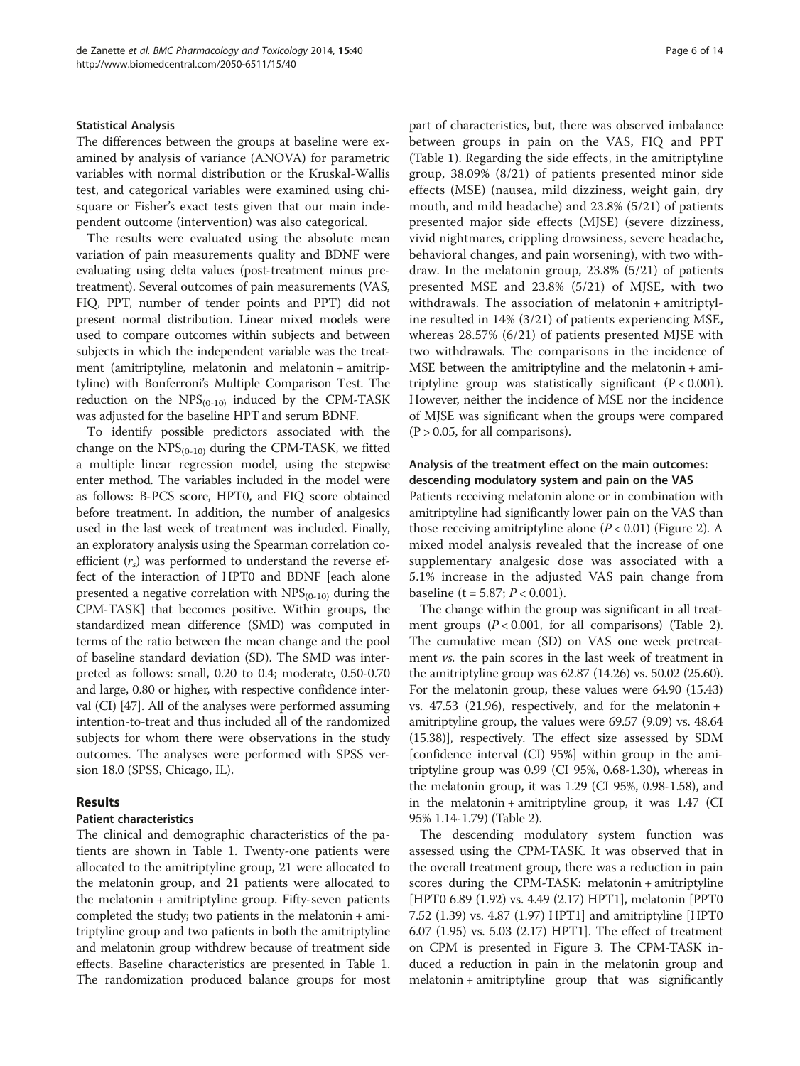### Statistical Analysis

The differences between the groups at baseline were examined by analysis of variance (ANOVA) for parametric variables with normal distribution or the Kruskal-Wallis test, and categorical variables were examined using chi-square or Fisher's exact tests given that our main independent outcome (intervention) was also categorical.

The results were evaluated using the absolute mean variation of pain measurements quality and BDNF were evaluating using delta values (post-treatment minus pre-treatment). Several outcomes of pain measurements (VAS, FIQ, PPT, number of tender points and PPT) did not present normal distribution. Linear mixed models were used to compare outcomes within subjects and between subjects in which the independent variable was the treatment (amitriptyline, melatonin and melatonin + amitriptyline) with Bonferroni's Multiple Comparison Test. The reduction on the $NPS_{(0\text{-}10)}$ induced by the CPM-TASK was adjusted for the baseline HPT and serum BDNF.

To identify possible predictors associated with the change on the $NPS_{(0\text{-}10)}$ during the CPM-TASK, we fitted a multiple linear regression model, using the stepwise enter method. The variables included in the model were as follows: B-PCS score, HPT0, and FIQ score obtained before treatment. In addition, the number of analgesics used in the last week of treatment was included. Finally, an exploratory analysis using the Spearman correlation coefficient ($r_s$) was performed to understand the reverse effect of the interaction of HPT0 and BDNF [each alone presented a negative correlation with $NPS_{(0\text{-}10)}$ during the CPM-TASK] that becomes positive. Within groups, the standardized mean difference (SMD) was computed in terms of the ratio between the mean change and the pool of baseline standard deviation (SD). The SMD was interpreted as follows: small, 0.20 to 0.4; moderate, 0.50-0.70 and large, 0.80 or higher, with respective confidence interval (CI) [47]. All of the analyses were performed assuming intention-to-treat and thus included all of the randomized subjects for whom there were observations in the study outcomes. The analyses were performed with SPSS version 18.0 (SPSS, Chicago, IL).

## Results

### Patient characteristics

The clinical and demographic characteristics of the patients are shown in Table 1. Twenty-one patients were allocated to the amitriptyline group, 21 were allocated to the melatonin group, and 21 patients were allocated to the melatonin + amitriptyline group. Fifty-seven patients completed the study; two patients in the melatonin + amitriptyline group and two patients in both the amitriptyline and melatonin group withdrew because of treatment side effects. Baseline characteristics are presented in Table 1. The randomization produced balance groups for most part of characteristics, but, there was observed imbalance between groups in pain on the VAS, FIQ and PPT (Table 1). Regarding the side effects, in the amitriptyline group, 38.09% (8/21) of patients presented minor side effects (MSE) (nausea, mild dizziness, weight gain, dry mouth, and mild headache) and 23.8% (5/21) of patients presented major side effects (MJSE) (severe dizziness, vivid nightmares, crippling drowsiness, severe headache, behavioral changes, and pain worsening), with two withdraw. In the melatonin group, 23.8% (5/21) of patients presented MSE and 23.8% (5/21) of MJSE, with two withdrawals. The association of melatonin + amitriptyline resulted in 14% (3/21) of patients experiencing MSE, whereas 28.57% (6/21) of patients presented MJSE with two withdrawals. The comparisons in the incidence of MSE between the amitriptyline and the melatonin + amitriptyline group was statistically significant ($P < 0.001$). However, neither the incidence of MSE nor the incidence of MJSE was significant when the groups were compared ($P > 0.05$, for all comparisons).

### Analysis of the treatment effect on the main outcomes: descending modulatory system and pain on the VAS

Patients receiving melatonin alone or in combination with amitriptyline had significantly lower pain on the VAS than those receiving amitriptyline alone ($P < 0.01$) (Figure 2). A mixed model analysis revealed that the increase of one supplementary analgesic dose was associated with a 5.1% increase in the adjusted VAS pain change from baseline ($t = 5.87$; $P < 0.001$).

The change within the group was significant in all treatment groups ($P < 0.001$, for all comparisons) (Table 2). The cumulative mean (SD) on VAS one week pretreatment *vs.* the pain scores in the last week of treatment in the amitriptyline group was 62.87 (14.26) vs. 50.02 (25.60). For the melatonin group, these values were 64.90 (15.43) vs. 47.53 (21.96), respectively, and for the melatonin + amitriptyline group, the values were 69.57 (9.09) vs. 48.64 (15.38)], respectively. The effect size assessed by SDM [confidence interval (CI) 95%] within group in the amitriptyline group was 0.99 (CI 95%, 0.68-1.30), whereas in the melatonin group, it was 1.29 (CI 95%, 0.98-1.58), and in the melatonin + amitriptyline group, it was 1.47 (CI 95% 1.14-1.79) (Table 2).

The descending modulatory system function was assessed using the CPM-TASK. It was observed that in the overall treatment group, there was a reduction in pain scores during the CPM-TASK: melatonin + amitriptyline [HPT0 6.89 (1.92) vs. 4.49 (2.17) HPT1], melatonin [PPT0 7.52 (1.39) vs. 4.87 (1.97) HPT1] and amitriptyline [HPT0 6.07 (1.95) vs. 5.03 (2.17) HPT1]. The effect of treatment on CPM is presented in Figure 3. The CPM-TASK induced a reduction in pain in the melatonin group and melatonin + amitriptyline group that was significantly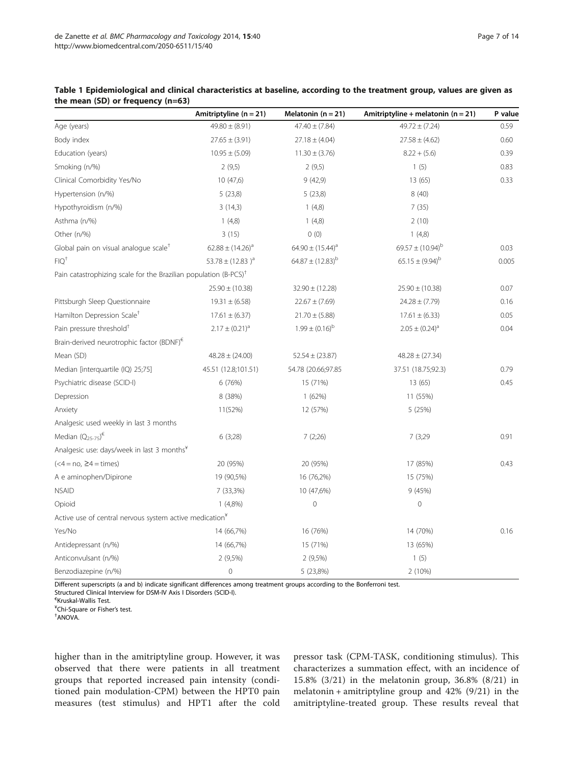**Table 1 Epidemiological and clinical characteristics at baseline, according to the treatment group, values are given as the mean (SD) or frequency (n=63)**

| | Amitriptyline (n = 21) | Melatonin (n = 21) | Amitriptyline + melatonin (n = 21) | P value |
|---|---|---|---|---|
| Age (years) | 49.80 ± (8.91) | 47.40 ± (7.84) | 49.72 ± (7.24) | 0.59 |
| Body index | 27.65 ± (3.91) | 27.18 ± (4.04) | 27.58 ± (4.62) | 0.60 |
| Education (years) | 10.95 ± (5.09) | 11.30 ± (3.76) | 8.22 + (5.6) | 0.39 |
| Smoking (n/%) | 2 (9,5) | 2 (9,5) | 1 (5) | 0.83 |
| Clinical Comorbidity Yes/No | 10 (47,6) | 9 (42,9) | 13 (65) | 0.33 |
| Hypertension (n/%) | 5 (23,8) | 5 (23,8) | 8 (40) | |
| Hypothyroidism (n/%) | 3 (14,3) | 1 (4,8) | 7 (35) | |
| Asthma (n/%) | 1 (4,8) | 1 (4,8) | 2 (10) | |
| Other (n/%) | 3 (15) | 0 (0) | 1 (4,8) | |
| Global pain on visual analogue scale[†] | 62.88 ± (14.26)[a] | 64.90 ± (15.44)[a] | 69.57 ± (10.94)[b] | 0.03 |
| FIQ[†] | 53.78 ± (12.83 )[a] | 64.87 ± (12.83)[b] | 65.15 ± (9.94)[b] | 0.005 |
| Pain catastrophizing scale for the Brazilian population (B-PCS)[†] | | | | |
| | 25.90 ± (10.38) | 32.90 ± (12.28) | 25.90 ± (10.38) | 0.07 |
| Pittsburgh Sleep Questionnaire | 19.31 ± (6.58) | 22.67 ± (7.69) | 24.28 ± (7.79) | 0.16 |
| Hamilton Depression Scale[†] | 17.61 ± (6.37) | 21.70 ± (5.88) | 17.61 ± (6.33) | 0.05 |
| Pain pressure threshold[†] | 2.17 ± (0.21)[a] | 1.99 ± (0.16)[b] | 2.05 ± (0.24)[a] | 0.04 |
| Brain-derived neurotrophic factor (BDNF)[€] | | | | |
| Mean (SD) | 48.28 ± (24.00) | 52.54 ± (23.87) | 48.28 ± (27.34) | |
| Median [interquartile (IQ) 25;75] | 45.51 (12.8;101.51) | 54.78 (20.66;97.85 | 37.51 (18.75;92.3) | 0.79 |
| Psychiatric disease (SCID-I) | 6 (76%) | 15 (71%) | 13 (65) | 0.45 |
| Depression | 8 (38%) | 1 (62%) | 11 (55%) | |
| Anxiety | 11(52%) | 12 (57%) | 5 (25%) | |
| Analgesic used weekly in last 3 months | | | | |
| Median ($Q_{25-75}$)[€] | 6 (3;28) | 7 (2;26) | 7 (3;29 | 0.91 |
| Analgesic use: days/week in last 3 months[¥] | | | | |
| (<4 = no, ≥4 = times) | 20 (95%) | 20 (95%) | 17 (85%) | 0.43 |
| A e aminophen/Dipirone | 19 (90,5%) | 16 (76,2%) | 15 (75%) | |
| NSAID | 7 (33,3%) | 10 (47,6%) | 9 (45%) | |
| Opioid | 1 (4,8%) | 0 | 0 | |
| Active use of central nervous system active medication[¥] | | | | |
| Yes/No | 14 (66,7%) | 16 (76%) | 14 (70%) | 0.16 |
| Antidepressant (n/%) | 14 (66,7%) | 15 (71%) | 13 (65%) | |
| Anticonvulsant (n/%) | 2 (9,5%) | 2 (9,5%) | 1 (5) | |
| Benzodiazepine (n/%) | 0 | 5 (23,8%) | 2 (10%) | |

Different superscripts (a and b) indicate significant differences among treatment groups according to the Bonferroni test.
Structured Clinical Interview for DSM-IV Axis I Disorders (SCID-I).
[€]Kruskal-Wallis Test.
[¥]Chi-Square or Fisher's test.
[†]ANOVA.

higher than in the amitriptyline group. However, it was observed that there were patients in all treatment groups that reported increased pain intensity (conditioned pain modulation-CPM) between the HPT0 pain measures (test stimulus) and HPT1 after the cold pressor task (CPM-TASK, conditioning stimulus). This characterizes a summation effect, with an incidence of 15.8% (3/21) in the melatonin group, 36.8% (8/21) in melatonin + amitriptyline group and 42% (9/21) in the amitriptyline-treated group. These results reveal that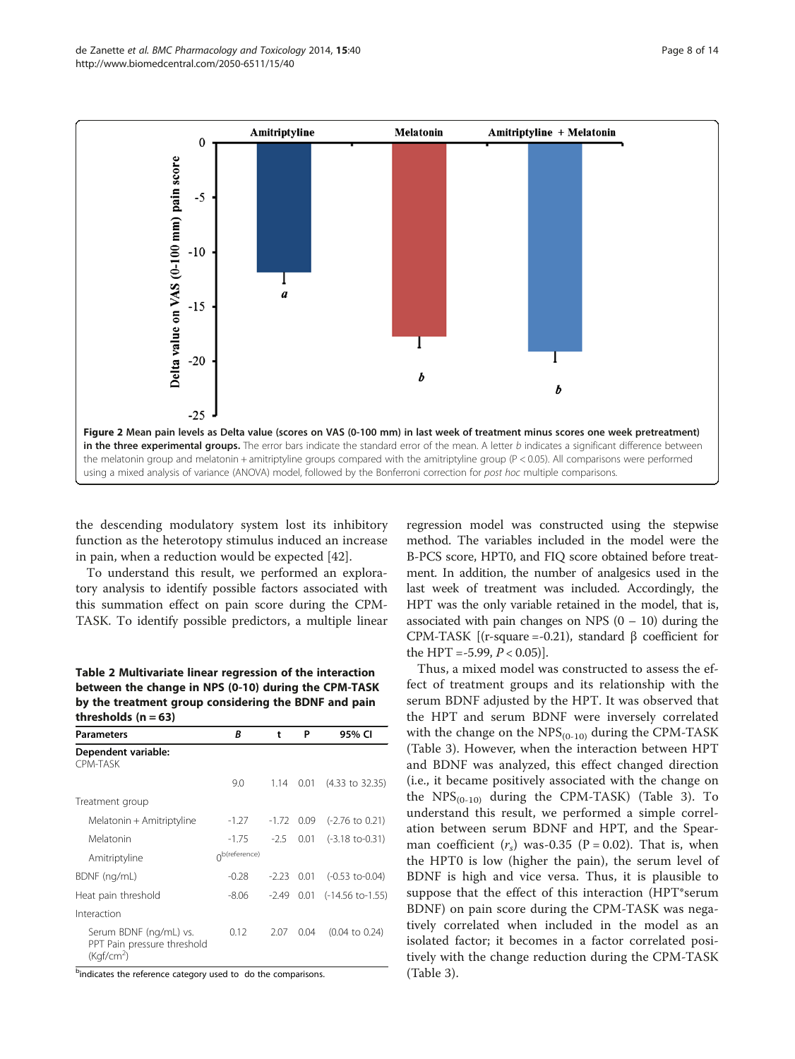**Figure 2 Mean pain levels as Delta value (scores on VAS (0-100 mm) in last week of treatment minus scores one week pretreatment) in the three experimental groups.** The error bars indicate the standard error of the mean. A letter *b* indicates a significant difference between the melatonin group and melatonin + amitriptyline groups compared with the amitriptyline group (P < 0.05). All comparisons were performed using a mixed analysis of variance (ANOVA) model, followed by the Bonferroni correction for *post hoc* multiple comparisons.

the descending modulatory system lost its inhibitory function as the heterotopy stimulus induced an increase in pain, when a reduction would be expected [42].

To understand this result, we performed an exploratory analysis to identify possible factors associated with this summation effect on pain score during the CPM-TASK. To identify possible predictors, a multiple linear regression model was constructed using the stepwise method. The variables included in the model were the B-PCS score, HPT0, and FIQ score obtained before treatment. In addition, the number of analgesics used in the last week of treatment was included. Accordingly, the HPT was the only variable retained in the model, that is, associated with pain changes on NPS (0 – 10) during the CPM-TASK [(r-square =-0.21), standard β coefficient for the HPT =-5.99, $P < 0.05$)].

Thus, a mixed model was constructed to assess the effect of treatment groups and its relationship with the serum BDNF adjusted by the HPT. It was observed that the HPT and serum BDNF were inversely correlated with the change on the $NPS_{(0-10)}$ during the CPM-TASK (Table 3). However, when the interaction between HPT and BDNF was analyzed, this effect changed direction (i.e., it became positively associated with the change on the $NPS_{(0-10)}$ during the CPM-TASK) (Table 3). To understand this result, we performed a simple correlation between serum BDNF and HPT, and the Spearman coefficient ($r_s$) was-0.35 (P = 0.02). That is, when the HPT0 is low (higher the pain), the serum level of BDNF is high and vice versa. Thus, it is plausible to suppose that the effect of this interaction (HPT*serum BDNF) on pain score during the CPM-TASK was negatively correlated when included in the model as an isolated factor; it becomes in a factor correlated positively with the change reduction during the CPM-TASK (Table 3).

**Table 2 Multivariate linear regression of the interaction between the change in NPS (0-10) during the CPM-TASK by the treatment group considering the BDNF and pain thresholds (n = 63)**

| Parameters | *B* | t | P | 95% CI |
|---|---|---|---|---|
| **Dependent variable:** CPM-TASK | | | | |
| | 9.0 | 1.14 | 0.01 | (4.33 to 32.35) |
| Treatment group | | | | |
| Melatonin + Amitriptyline | -1.27 | -1.72 | 0.09 | (-2.76 to 0.21) |
| Melatonin | -1.75 | -2.5 | 0.01 | (-3.18 to-0.31) |
| Amitriptyline | 0[b](reference) | | | |
| BDNF (ng/mL) | -0.28 | -2.23 | 0.01 | (-0.53 to-0.04) |
| Heat pain threshold | -8.06 | -2.49 | 0.01 | (-14.56 to-1.55) |
| Interaction | | | | |
| Serum BDNF (ng/mL) vs. PPT Pain pressure threshold ($Kgf/cm^2$) | 0.12 | 2.07 | 0.04 | (0.04 to 0.24) |

[b]indicates the reference category used to do the comparisons.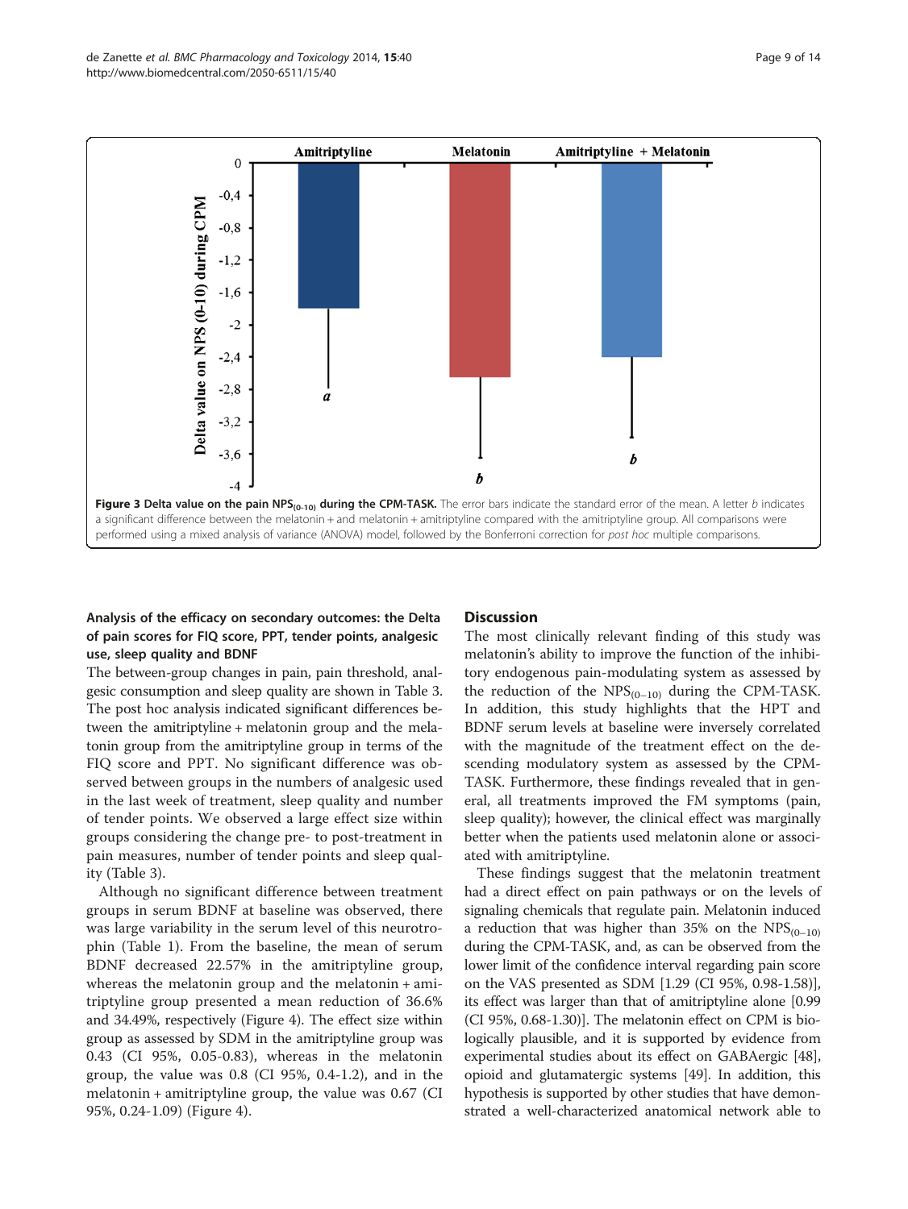**Figure 3 Delta value on the pain $NPS_{(0-10)}$ during the CPM-TASK.** The error bars indicate the standard error of the mean. A letter *b* indicates a significant difference between the melatonin + and melatonin + amitriptyline compared with the amitriptyline group. All comparisons were performed using a mixed analysis of variance (ANOVA) model, followed by the Bonferroni correction for *post hoc* multiple comparisons.

### Analysis of the efficacy on secondary outcomes: the Delta of pain scores for FIQ score, PPT, tender points, analgesic use, sleep quality and BDNF

The between-group changes in pain, pain threshold, analgesic consumption and sleep quality are shown in Table 3. The post hoc analysis indicated significant differences between the amitriptyline + melatonin group and the melatonin group from the amitriptyline group in terms of the FIQ score and PPT. No significant difference was observed between groups in the numbers of analgesic used in the last week of treatment, sleep quality and number of tender points. We observed a large effect size within groups considering the change pre- to post-treatment in pain measures, number of tender points and sleep quality (Table 3).

Although no significant difference between treatment groups in serum BDNF at baseline was observed, there was large variability in the serum level of this neurotrophin (Table 1). From the baseline, the mean of serum BDNF decreased 22.57% in the amitriptyline group, whereas the melatonin group and the melatonin + amitriptyline group presented a mean reduction of 36.6% and 34.49%, respectively (Figure 4). The effect size within group as assessed by SDM in the amitriptyline group was 0.43 (CI 95%, 0.05-0.83), whereas in the melatonin group, the value was 0.8 (CI 95%, 0.4-1.2), and in the melatonin + amitriptyline group, the value was 0.67 (CI 95%, 0.24-1.09) (Figure 4).

## Discussion

The most clinically relevant finding of this study was melatonin's ability to improve the function of the inhibitory endogenous pain-modulating system as assessed by the reduction of the $NPS_{(0-10)}$ during the CPM-TASK. In addition, this study highlights that the HPT and BDNF serum levels at baseline were inversely correlated with the magnitude of the treatment effect on the descending modulatory system as assessed by the CPM-TASK. Furthermore, these findings revealed that in general, all treatments improved the FM symptoms (pain, sleep quality); however, the clinical effect was marginally better when the patients used melatonin alone or associated with amitriptyline.

These findings suggest that the melatonin treatment had a direct effect on pain pathways or on the levels of signaling chemicals that regulate pain. Melatonin induced a reduction that was higher than 35% on the $NPS_{(0-10)}$ during the CPM-TASK, and, as can be observed from the lower limit of the confidence interval regarding pain score on the VAS presented as SDM [1.29 (CI 95%, 0.98-1.58)], its effect was larger than that of amitriptyline alone [0.99 (CI 95%, 0.68-1.30)]. The melatonin effect on CPM is biologically plausible, and it is supported by evidence from experimental studies about its effect on GABAergic [48], opioid and glutamatergic systems [49]. In addition, this hypothesis is supported by other studies that have demonstrated a well-characterized anatomical network able to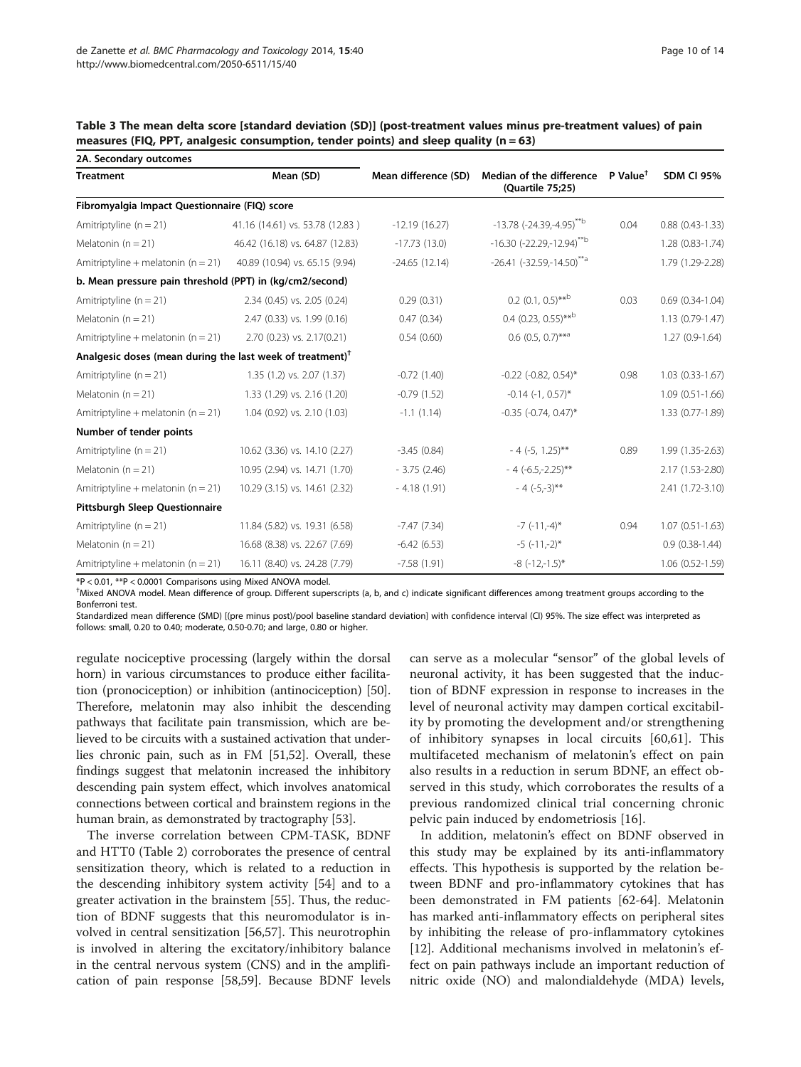**Table 3 The mean delta score [standard deviation (SD)] (post-treatment values minus pre-treatment values) of pain measures (FIQ, PPT, analgesic consumption, tender points) and sleep quality (n = 63)**

| 2A. Secondary outcomes | | | | | |
|---|---|---|---|---|---|
| **Treatment** | **Mean (SD)** | **Mean difference (SD)** | **Median of the difference (Quartile 75;25)** | **P Value**[†] | **SDM CI 95%** |
| **Fibromyalgia Impact Questionnaire (FIQ) score** | | | | | |
| Amitriptyline (n = 21) | 41.16 (14.61) vs. 53.78 (12.83 ) | -12.19 (16.27) | -13.78 (-24.39,-4.95)[**b] | 0.04 | 0.88 (0.43-1.33) |
| Melatonin (n = 21) | 46.42 (16.18) vs. 64.87 (12.83) | -17.73 (13.0) | -16.30 (-22.29,-12.94)[**b] | | 1.28 (0.83-1.74) |
| Amitriptyline + melatonin (n = 21) | 40.89 (10.94) vs. 65.15 (9.94) | -24.65 (12.14) | -26.41 (-32.59,-14.50)[**a] | | 1.79 (1.29-2.28) |
| **b. Mean pressure pain threshold (PPT) in (kg/cm2/second)** | | | | | |
| Amitriptyline (n = 21) | 2.34 (0.45) vs. 2.05 (0.24) | 0.29 (0.31) | 0.2 (0.1, 0.5)[**b] | 0.03 | 0.69 (0.34-1.04) |
| Melatonin (n = 21) | 2.47 (0.33) vs. 1.99 (0.16) | 0.47 (0.34) | 0.4 (0.23, 0.55)[**b] | | 1.13 (0.79-1.47) |
| Amitriptyline + melatonin (n = 21) | 2.70 (0.23) vs. 2.17(0.21) | 0.54 (0.60) | 0.6 (0.5, 0.7)[**a] | | 1.27 (0.9-1.64) |
| **Analgesic doses (mean during the last week of treatment)**[†] | | | | | |
| Amitriptyline (n = 21) | 1.35 (1.2) vs. 2.07 (1.37) | -0.72 (1.40) | -0.22 (-0.82, 0.54)* | 0.98 | 1.03 (0.33-1.67) |
| Melatonin (n = 21) | 1.33 (1.29) vs. 2.16 (1.20) | -0.79 (1.52) | -0.14 (-1, 0.57)* | | 1.09 (0.51-1.66) |
| Amitriptyline + melatonin (n = 21) | 1.04 (0.92) vs. 2.10 (1.03) | -1.1 (1.14) | -0.35 (-0.74, 0.47)* | | 1.33 (0.77-1.89) |
| **Number of tender points** | | | | | |
| Amitriptyline (n = 21) | 10.62 (3.36) vs. 14.10 (2.27) | -3.45 (0.84) | - 4 (-5, 1.25)** | 0.89 | 1.99 (1.35-2.63) |
| Melatonin (n = 21) | 10.95 (2.94) vs. 14.71 (1.70) | - 3.75 (2.46) | - 4 (-6.5,-2.25)** | | 2.17 (1.53-2.80) |
| Amitriptyline + melatonin (n = 21) | 10.29 (3.15) vs. 14.61 (2.32) | - 4.18 (1.91) | - 4 (-5,-3)** | | 2.41 (1.72-3.10) |
| **Pittsburgh Sleep Questionnaire** | | | | | |
| Amitriptyline (n = 21) | 11.84 (5.82) vs. 19.31 (6.58) | -7.47 (7.34) | -7 (-11,-4)* | 0.94 | 1.07 (0.51-1.63) |
| Melatonin (n = 21) | 16.68 (8.38) vs. 22.67 (7.69) | -6.42 (6.53) | -5 (-11,-2)* | | 0.9 (0.38-1.44) |
| Amitriptyline + melatonin (n = 21) | 16.11 (8.40) vs. 24.28 (7.79) | -7.58 (1.91) | -8 (-12,-1.5)* | | 1.06 (0.52-1.59) |

*P < 0.01, **P < 0.0001 Comparisons using Mixed ANOVA model.
[†]Mixed ANOVA model. Mean difference of group. Different superscripts (a, b, and c) indicate significant differences among treatment groups according to the Bonferroni test.
Standardized mean difference (SMD) [(pre minus post)/pool baseline standard deviation] with confidence interval (CI) 95%. The size effect was interpreted as follows: small, 0.20 to 0.40; moderate, 0.50-0.70; and large, 0.80 or higher.

regulate nociceptive processing (largely within the dorsal horn) in various circumstances to produce either facilitation (pronociception) or inhibition (antinociception) [50]. Therefore, melatonin may also inhibit the descending pathways that facilitate pain transmission, which are believed to be circuits with a sustained activation that underlies chronic pain, such as in FM [51,52]. Overall, these findings suggest that melatonin increased the inhibitory descending pain system effect, which involves anatomical connections between cortical and brainstem regions in the human brain, as demonstrated by tractography [53].

The inverse correlation between CPM-TASK, BDNF and HTT0 (Table 2) corroborates the presence of central sensitization theory, which is related to a reduction in the descending inhibitory system activity [54] and to a greater activation in the brainstem [55]. Thus, the reduction of BDNF suggests that this neuromodulator is involved in central sensitization [56,57]. This neurotrophin is involved in altering the excitatory/inhibitory balance in the central nervous system (CNS) and in the amplification of pain response [58,59]. Because BDNF levels can serve as a molecular "sensor" of the global levels of neuronal activity, it has been suggested that the induction of BDNF expression in response to increases in the level of neuronal activity may dampen cortical excitability by promoting the development and/or strengthening of inhibitory synapses in local circuits [60,61]. This multifaceted mechanism of melatonin's effect on pain also results in a reduction in serum BDNF, an effect observed in this study, which corroborates the results of a previous randomized clinical trial concerning chronic pelvic pain induced by endometriosis [16].

In addition, melatonin's effect on BDNF observed in this study may be explained by its anti-inflammatory effects. This hypothesis is supported by the relation between BDNF and pro-inflammatory cytokines that has been demonstrated in FM patients [62-64]. Melatonin has marked anti-inflammatory effects on peripheral sites by inhibiting the release of pro-inflammatory cytokines [12]. Additional mechanisms involved in melatonin's effect on pain pathways include an important reduction of nitric oxide (NO) and malondialdehyde (MDA) levels,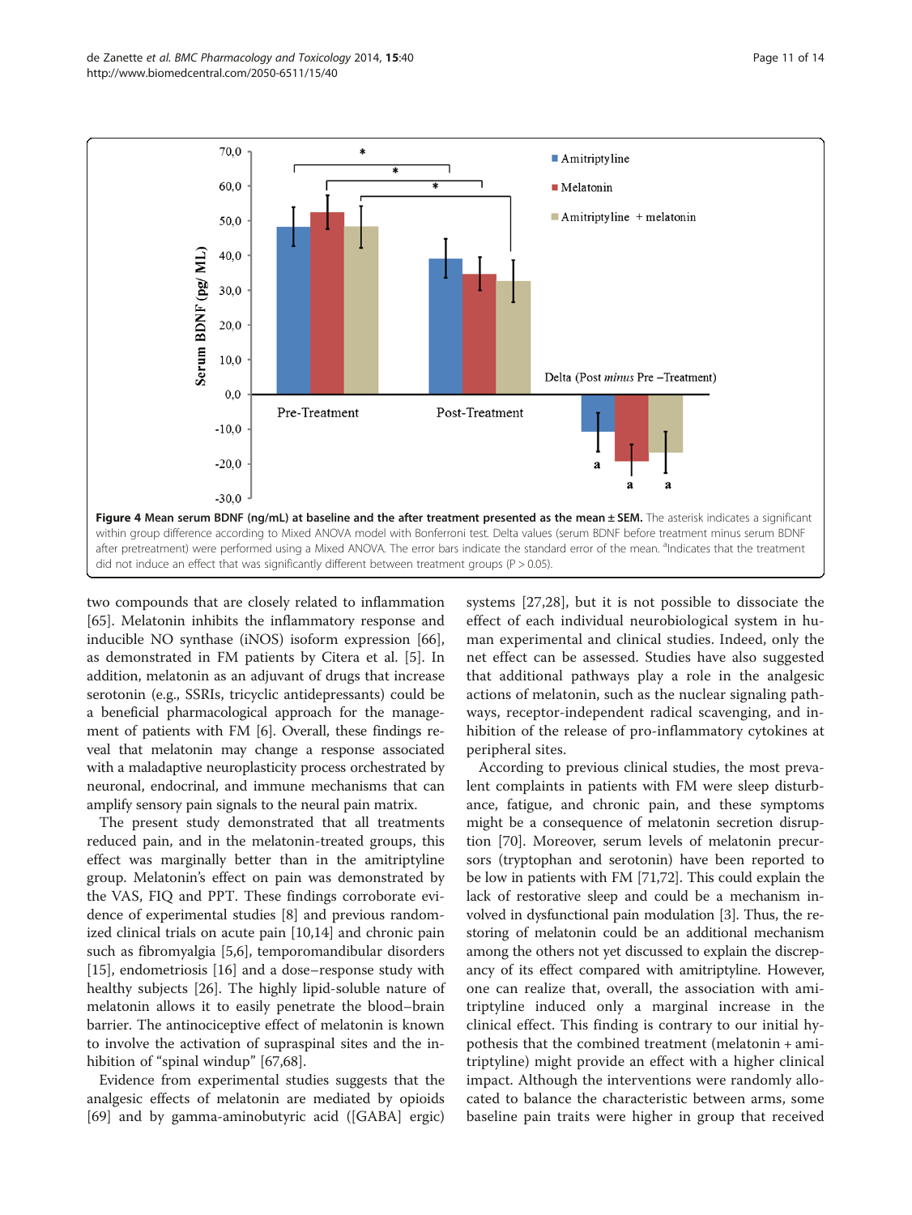**Figure 4 Mean serum BDNF (ng/mL) at baseline and the after treatment presented as the mean ± SEM.** The asterisk indicates a significant within group difference according to Mixed ANOVA model with Bonferroni test. Delta values (serum BDNF before treatment minus serum BDNF after pretreatment) were performed using a Mixed ANOVA. The error bars indicate the standard error of the mean. [a]Indicates that the treatment did not induce an effect that was significantly different between treatment groups (P > 0.05).

two compounds that are closely related to inflammation [65]. Melatonin inhibits the inflammatory response and inducible NO synthase (iNOS) isoform expression [66], as demonstrated in FM patients by Citera et al. [5]. In addition, melatonin as an adjuvant of drugs that increase serotonin (e.g., SSRIs, tricyclic antidepressants) could be a beneficial pharmacological approach for the management of patients with FM [6]. Overall, these findings reveal that melatonin may change a response associated with a maladaptive neuroplasticity process orchestrated by neuronal, endocrinal, and immune mechanisms that can amplify sensory pain signals to the neural pain matrix.

The present study demonstrated that all treatments reduced pain, and in the melatonin-treated groups, this effect was marginally better than in the amitriptyline group. Melatonin's effect on pain was demonstrated by the VAS, FIQ and PPT. These findings corroborate evidence of experimental studies [8] and previous randomized clinical trials on acute pain [10,14] and chronic pain such as fibromyalgia [5,6], temporomandibular disorders [15], endometriosis [16] and a dose–response study with healthy subjects [26]. The highly lipid-soluble nature of melatonin allows it to easily penetrate the blood–brain barrier. The antinociceptive effect of melatonin is known to involve the activation of supraspinal sites and the inhibition of "spinal windup" [67,68].

Evidence from experimental studies suggests that the analgesic effects of melatonin are mediated by opioids [69] and by gamma-aminobutyric acid ([GABA] ergic) systems [27,28], but it is not possible to dissociate the effect of each individual neurobiological system in human experimental and clinical studies. Indeed, only the net effect can be assessed. Studies have also suggested that additional pathways play a role in the analgesic actions of melatonin, such as the nuclear signaling pathways, receptor-independent radical scavenging, and inhibition of the release of pro-inflammatory cytokines at peripheral sites.

According to previous clinical studies, the most prevalent complaints in patients with FM were sleep disturbance, fatigue, and chronic pain, and these symptoms might be a consequence of melatonin secretion disruption [70]. Moreover, serum levels of melatonin precursors (tryptophan and serotonin) have been reported to be low in patients with FM [71,72]. This could explain the lack of restorative sleep and could be a mechanism involved in dysfunctional pain modulation [3]. Thus, the restoring of melatonin could be an additional mechanism among the others not yet discussed to explain the discrepancy of its effect compared with amitriptyline. However, one can realize that, overall, the association with amitriptyline induced only a marginal increase in the clinical effect. This finding is contrary to our initial hypothesis that the combined treatment (melatonin + amitriptyline) might provide an effect with a higher clinical impact. Although the interventions were randomly allocated to balance the characteristic between arms, some baseline pain traits were higher in group that received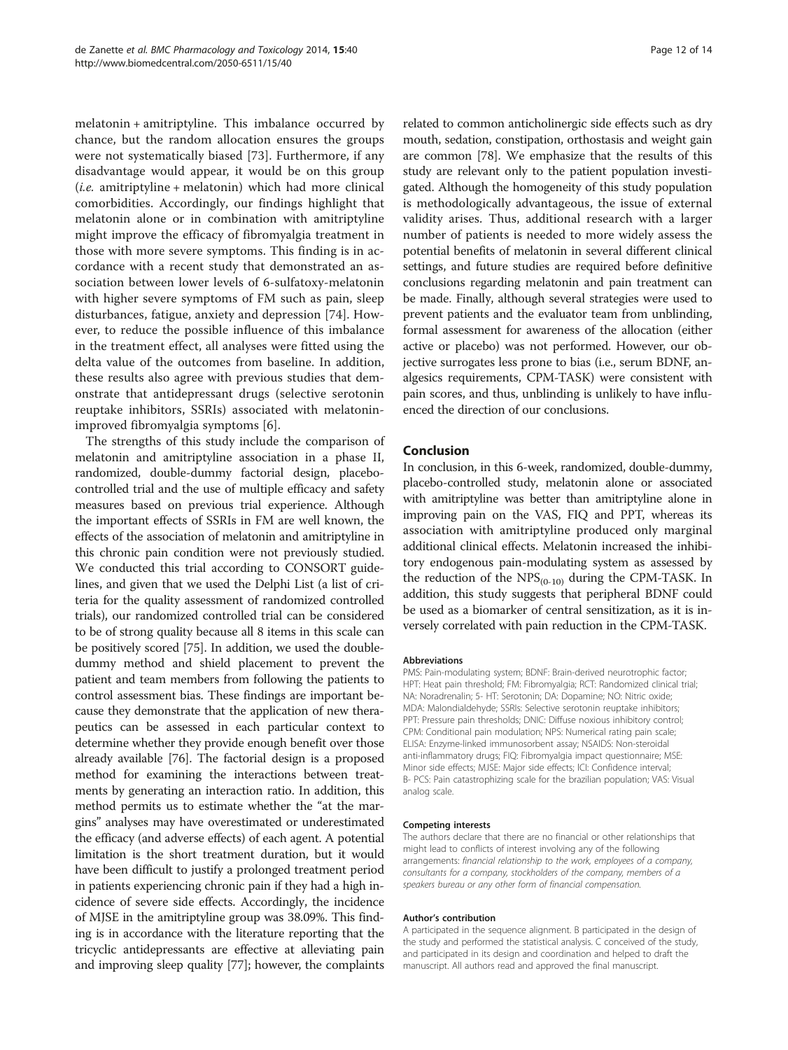melatonin + amitriptyline. This imbalance occurred by chance, but the random allocation ensures the groups were not systematically biased [73]. Furthermore, if any disadvantage would appear, it would be on this group (*i.e.* amitriptyline + melatonin) which had more clinical comorbidities. Accordingly, our findings highlight that melatonin alone or in combination with amitriptyline might improve the efficacy of fibromyalgia treatment in those with more severe symptoms. This finding is in accordance with a recent study that demonstrated an association between lower levels of 6-sulfatoxy-melatonin with higher severe symptoms of FM such as pain, sleep disturbances, fatigue, anxiety and depression [74]. However, to reduce the possible influence of this imbalance in the treatment effect, all analyses were fitted using the delta value of the outcomes from baseline. In addition, these results also agree with previous studies that demonstrate that antidepressant drugs (selective serotonin reuptake inhibitors, SSRIs) associated with melatonin-improved fibromyalgia symptoms [6].

The strengths of this study include the comparison of melatonin and amitriptyline association in a phase II, randomized, double-dummy factorial design, placebo-controlled trial and the use of multiple efficacy and safety measures based on previous trial experience. Although the important effects of SSRIs in FM are well known, the effects of the association of melatonin and amitriptyline in this chronic pain condition were not previously studied. We conducted this trial according to CONSORT guidelines, and given that we used the Delphi List (a list of criteria for the quality assessment of randomized controlled trials), our randomized controlled trial can be considered to be of strong quality because all 8 items in this scale can be positively scored [75]. In addition, we used the double-dummy method and shield placement to prevent the patient and team members from following the patients to control assessment bias. These findings are important because they demonstrate that the application of new therapeutics can be assessed in each particular context to determine whether they provide enough benefit over those already available [76]. The factorial design is a proposed method for examining the interactions between treatments by generating an interaction ratio. In addition, this method permits us to estimate whether the "at the margins" analyses may have overestimated or underestimated the efficacy (and adverse effects) of each agent. A potential limitation is the short treatment duration, but it would have been difficult to justify a prolonged treatment period in patients experiencing chronic pain if they had a high incidence of severe side effects. Accordingly, the incidence of MJSE in the amitriptyline group was 38.09%. This finding is in accordance with the literature reporting that the tricyclic antidepressants are effective at alleviating pain and improving sleep quality [77]; however, the complaints related to common anticholinergic side effects such as dry mouth, sedation, constipation, orthostasis and weight gain are common [78]. We emphasize that the results of this study are relevant only to the patient population investigated. Although the homogeneity of this study population is methodologically advantageous, the issue of external validity arises. Thus, additional research with a larger number of patients is needed to more widely assess the potential benefits of melatonin in several different clinical settings, and future studies are required before definitive conclusions regarding melatonin and pain treatment can be made. Finally, although several strategies were used to prevent patients and the evaluator team from unblinding, formal assessment for awareness of the allocation (either active or placebo) was not performed. However, our objective surrogates less prone to bias (i.e., serum BDNF, analgesics requirements, CPM-TASK) were consistent with pain scores, and thus, unblinding is unlikely to have influenced the direction of our conclusions.

## Conclusion

In conclusion, in this 6-week, randomized, double-dummy, placebo-controlled study, melatonin alone or associated with amitriptyline was better than amitriptyline alone in improving pain on the VAS, FIQ and PPT, whereas its association with amitriptyline produced only marginal additional clinical effects. Melatonin increased the inhibitory endogenous pain-modulating system as assessed by the reduction of the $NPS_{(0-10)}$ during the CPM-TASK. In addition, this study suggests that peripheral BDNF could be used as a biomarker of central sensitization, as it is inversely correlated with pain reduction in the CPM-TASK.

#### Abbreviations

PMS: Pain-modulating system; BDNF: Brain-derived neurotrophic factor; HPT: Heat pain threshold; FM: Fibromyalgia; RCT: Randomized clinical trial; NA: Noradrenalin; 5- HT: Serotonin; DA: Dopamine; NO: Nitric oxide; MDA: Malondialdehyde; SSRIs: Selective serotonin reuptake inhibitors; PPT: Pressure pain thresholds; DNIC: Diffuse noxious inhibitory control; CPM: Conditional pain modulation; NPS: Numerical rating pain scale; ELISA: Enzyme-linked immunosorbent assay; NSAIDS: Non-steroidal anti-inflammatory drugs; FIQ: Fibromyalgia impact questionnaire; MSE: Minor side effects; MJSE: Major side effects; ICI: Confidence interval; B- PCS: Pain catastrophizing scale for the brazilian population; VAS: Visual analog scale.

#### Competing interests

The authors declare that there are no financial or other relationships that might lead to conflicts of interest involving any of the following arrangements: *financial relationship to the work, employees of a company, consultants for a company, stockholders of the company, members of a speakers bureau or any other form of financial compensation.*

#### Author's contribution

A participated in the sequence alignment. B participated in the design of the study and performed the statistical analysis. C conceived of the study, and participated in its design and coordination and helped to draft the manuscript. All authors read and approved the final manuscript.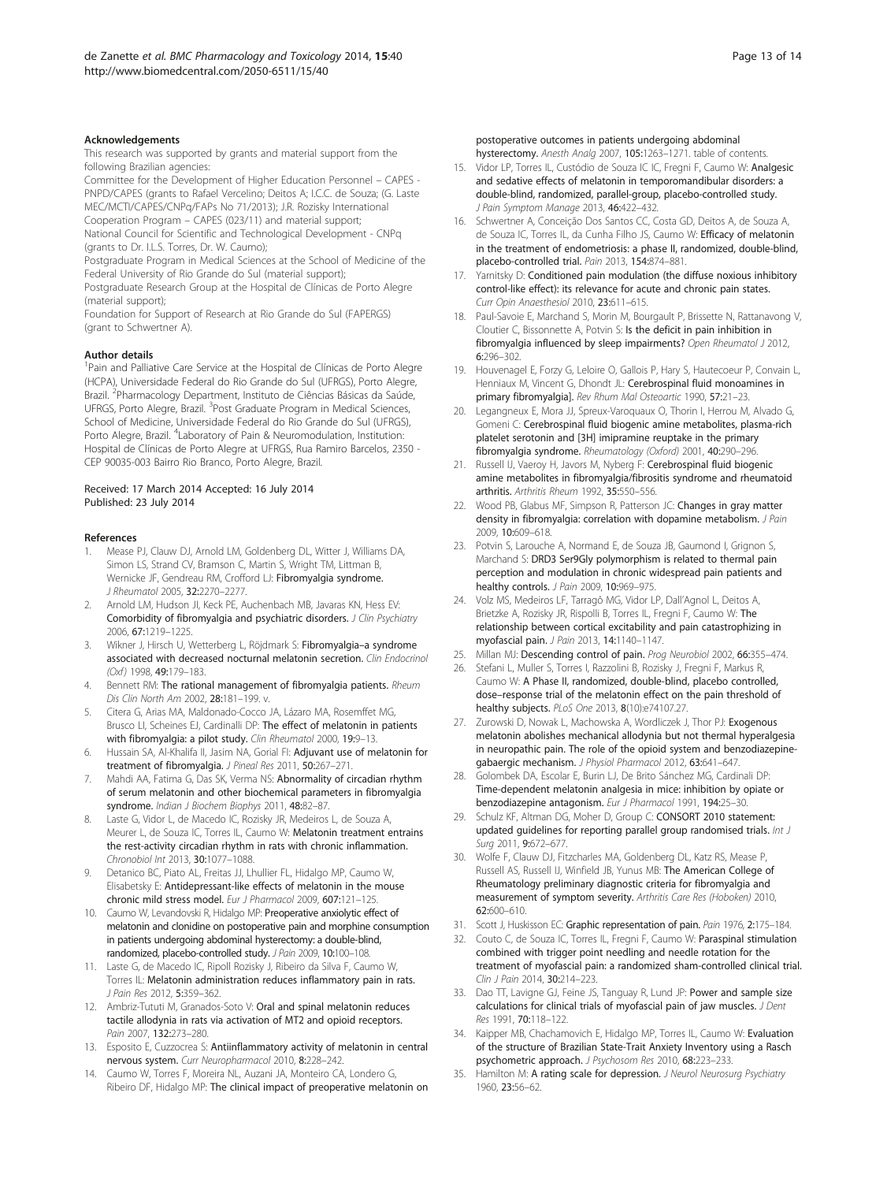### Acknowledgements

This research was supported by grants and material support from the following Brazilian agencies:

Committee for the Development of Higher Education Personnel – CAPES - PNPD/CAPES (grants to Rafael Vercelino; Deitos A; I.C.C. de Souza; (G. Laste MEC/MCTI/CAPES/CNPq/FAPs No 71/2013); J.R. Rozisky International Cooperation Program – CAPES (023/11) and material support;

National Council for Scientific and Technological Development - CNPq (grants to Dr. I.L.S. Torres, Dr. W. Caumo);

Postgraduate Program in Medical Sciences at the School of Medicine of the Federal University of Rio Grande do Sul (material support);

Postgraduate Research Group at the Hospital de Clínicas de Porto Alegre (material support);

Foundation for Support of Research at Rio Grande do Sul (FAPERGS) (grant to Schwertner A).

### Author details

[1]Pain and Palliative Care Service at the Hospital de Clínicas de Porto Alegre (HCPA), Universidade Federal do Rio Grande do Sul (UFRGS), Porto Alegre, Brazil. [2]Pharmacology Department, Instituto de Ciências Básicas da Saúde, UFRGS, Porto Alegre, Brazil. [3]Post Graduate Program in Medical Sciences, School of Medicine, Universidade Federal do Rio Grande do Sul (UFRGS), Porto Alegre, Brazil. [4]Laboratory of Pain & Neuromodulation, Institution: Hospital de Clínicas de Porto Alegre at UFRGS, Rua Ramiro Barcelos, 2350 - CEP 90035-003 Bairro Rio Branco, Porto Alegre, Brazil.

Received: 17 March 2014 Accepted: 16 July 2014
Published: 23 July 2014

### References

1. Mease PJ, Clauw DJ, Arnold LM, Goldenberg DL, Witter J, Williams DA, Simon LS, Strand CV, Bramson C, Martin S, Wright TM, Littman B, Wernicke JF, Gendreau RM, Crofford LJ: **Fibromyalgia syndrome.** *J Rheumatol* 2005, **32:**2270–2277.
2. Arnold LM, Hudson JI, Keck PE, Auchenbach MB, Javaras KN, Hess EV: **Comorbidity of fibromyalgia and psychiatric disorders.** *J Clin Psychiatry* 2006, **67:**1219–1225.
3. Wikner J, Hirsch U, Wetterberg L, Röjdmark S: **Fibromyalgia–a syndrome associated with decreased nocturnal melatonin secretion.** *Clin Endocrinol (Oxf)* 1998, **49:**179–183.
4. Bennett RM: **The rational management of fibromyalgia patients.** *Rheum Dis Clin North Am* 2002, **28:**181–199. v.
5. Citera G, Arias MA, Maldonado-Cocco JA, Lázaro MA, Rosemffet MG, Brusco LI, Scheines EJ, Cardinalli DP: **The effect of melatonin in patients with fibromyalgia: a pilot study.** *Clin Rheumatol* 2000, **19:**9–13.
6. Hussain SA, Al-Khalifa II, Jasim NA, Gorial FI: **Adjuvant use of melatonin for treatment of fibromyalgia.** *J Pineal Res* 2011, **50:**267–271.
7. Mahdi AA, Fatima G, Das SK, Verma NS: **Abnormality of circadian rhythm of serum melatonin and other biochemical parameters in fibromyalgia syndrome.** *Indian J Biochem Biophys* 2011, **48:**82–87.
8. Laste G, Vidor L, de Macedo IC, Rozisky JR, Medeiros L, de Souza A, Meurer L, de Souza IC, Torres IL, Caumo W: **Melatonin treatment entrains the rest-activity circadian rhythm in rats with chronic inflammation.** *Chronobiol Int* 2013, **30:**1077–1088.
9. Detanico BC, Piato AL, Freitas JJ, Lhullier FL, Hidalgo MP, Caumo W, Elisabetsky E: **Antidepressant-like effects of melatonin in the mouse chronic mild stress model.** *Eur J Pharmacol* 2009, **607:**121–125.
10. Caumo W, Levandovski R, Hidalgo MP: **Preoperative anxiolytic effect of melatonin and clonidine on postoperative pain and morphine consumption in patients undergoing abdominal hysterectomy: a double-blind, randomized, placebo-controlled study.** *J Pain* 2009, **10:**100–108.
11. Laste G, de Macedo IC, Ripoll Rozisky J, Ribeiro da Silva F, Caumo W, Torres IL: **Melatonin administration reduces inflammatory pain in rats.** *J Pain Res* 2012, **5:**359–362.
12. Ambriz-Tututi M, Granados-Soto V: **Oral and spinal melatonin reduces tactile allodynia in rats via activation of MT2 and opioid receptors.** *Pain* 2007, **132:**273–280.
13. Esposito E, Cuzzocrea S: **Antiinflammatory activity of melatonin in central nervous system.** *Curr Neuropharmacol* 2010, **8:**228–242.
14. Caumo W, Torres F, Moreira NL, Auzani JA, Monteiro CA, Londero G, Ribeiro DF, Hidalgo MP: **The clinical impact of preoperative melatonin on postoperative outcomes in patients undergoing abdominal hysterectomy.** *Anesth Analg* 2007, **105:**1263–1271. table of contents.
15. Vidor LP, Torres IL, Custódio de Souza IC IC, Fregni F, Caumo W: **Analgesic and sedative effects of melatonin in temporomandibular disorders: a double-blind, randomized, parallel-group, placebo-controlled study.** *J Pain Symptom Manage* 2013, **46:**422–432.
16. Schwertner A, Conceição Dos Santos CC, Costa GD, Deitos A, de Souza A, de Souza IC, Torres IL, da Cunha Filho JS, Caumo W: **Efficacy of melatonin in the treatment of endometriosis: a phase II, randomized, double-blind, placebo-controlled trial.** *Pain* 2013, **154:**874–881.
17. Yarnitsky D: **Conditioned pain modulation (the diffuse noxious inhibitory control-like effect): its relevance for acute and chronic pain states.** *Curr Opin Anaesthesiol* 2010, **23:**611–615.
18. Paul-Savoie E, Marchand S, Morin M, Bourgault P, Brissette N, Rattanavong V, Cloutier C, Bissonnette A, Potvin S: **Is the deficit in pain inhibition in fibromyalgia influenced by sleep impairments?** *Open Rheumatol J* 2012, **6:**296–302.
19. Houvenagel E, Forzy G, Leloire O, Gallois P, Hary S, Hautecoeur P, Convain L, Henniaux M, Vincent G, Dhondt JL: **Cerebrospinal fluid monoamines in primary fibromyalgia].** *Rev Rhum Mal Osteoartic* 1990, **57:**21–23.
20. Legangneux E, Mora JJ, Spreux-Varoquaux O, Thorin I, Herrou M, Alvado G, Gomeni C: **Cerebrospinal fluid biogenic amine metabolites, plasma-rich platelet serotonin and [3H] imipramine reuptake in the primary fibromyalgia syndrome.** *Rheumatology (Oxford)* 2001, **40:**290–296.
21. Russell IJ, Vaeroy H, Javors M, Nyberg F: **Cerebrospinal fluid biogenic amine metabolites in fibromyalgia/fibrositis syndrome and rheumatoid arthritis.** *Arthritis Rheum* 1992, **35:**550–556.
22. Wood PB, Glabus MF, Simpson R, Patterson JC: **Changes in gray matter density in fibromyalgia: correlation with dopamine metabolism.** *J Pain* 2009, **10:**609–618.
23. Potvin S, Larouche A, Normand E, de Souza JB, Gaumond I, Grignon S, Marchand S: **DRD3 Ser9Gly polymorphism is related to thermal pain perception and modulation in chronic widespread pain patients and healthy controls.** *J Pain* 2009, **10:**969–975.
24. Volz MS, Medeiros LF, Tarragô MG, Vidor LP, Dall'Agnol L, Deitos A, Brietzke A, Rozisky JR, Rispolli B, Torres IL, Fregni F, Caumo W: **The relationship between cortical excitability and pain catastrophizing in myofascial pain.** *J Pain* 2013, **14:**1140–1147.
25. Millan MJ: **Descending control of pain.** *Prog Neurobiol* 2002, **66:**355–474.
26. Stefani L, Muller S, Torres I, Razzolini B, Rozisky J, Fregni F, Markus R, Caumo W: **A Phase II, randomized, double-blind, placebo controlled, dose–response trial of the melatonin effect on the pain threshold of healthy subjects.** *PLoS One* 2013, **8**(10):e74107.27.
27. Zurowski D, Nowak L, Machowska A, Wordliczek J, Thor PJ: **Exogenous melatonin abolishes mechanical allodynia but not thermal hyperalgesia in neuropathic pain. The role of the opioid system and benzodiazepine-gabaergic mechanism.** *J Physiol Pharmacol* 2012, **63:**641–647.
28. Golombek DA, Escolar E, Burin LJ, De Brito Sánchez MG, Cardinali DP: **Time-dependent melatonin analgesia in mice: inhibition by opiate or benzodiazepine antagonism.** *Eur J Pharmacol* 1991, **194:**25–30.
29. Schulz KF, Altman DG, Moher D, Group C: **CONSORT 2010 statement: updated guidelines for reporting parallel group randomised trials.** *Int J Surg* 2011, **9:**672–677.
30. Wolfe F, Clauw DJ, Fitzcharles MA, Goldenberg DL, Katz RS, Mease P, Russell AS, Russell IJ, Winfield JB, Yunus MB: **The American College of Rheumatology preliminary diagnostic criteria for fibromyalgia and measurement of symptom severity.** *Arthritis Care Res (Hoboken)* 2010, **62:**600–610.
31. Scott J, Huskisson EC: **Graphic representation of pain.** *Pain* 1976, **2:**175–184.
32. Couto C, de Souza IC, Torres IL, Fregni F, Caumo W: **Paraspinal stimulation combined with trigger point needling and needle rotation for the treatment of myofascial pain: a randomized sham-controlled clinical trial.** *Clin J Pain* 2014, **30:**214–223.
33. Dao TT, Lavigne GJ, Feine JS, Tanguay R, Lund JP: **Power and sample size calculations for clinical trials of myofascial pain of jaw muscles.** *J Dent Res* 1991, **70:**118–122.
34. Kaipper MB, Chachamovich E, Hidalgo MP, Torres IL, Caumo W: **Evaluation of the structure of Brazilian State-Trait Anxiety Inventory using a Rasch psychometric approach.** *J Psychosom Res* 2010, **68:**223–233.
35. Hamilton M: **A rating scale for depression.** *J Neurol Neurosurg Psychiatry* 1960, **23:**56–62.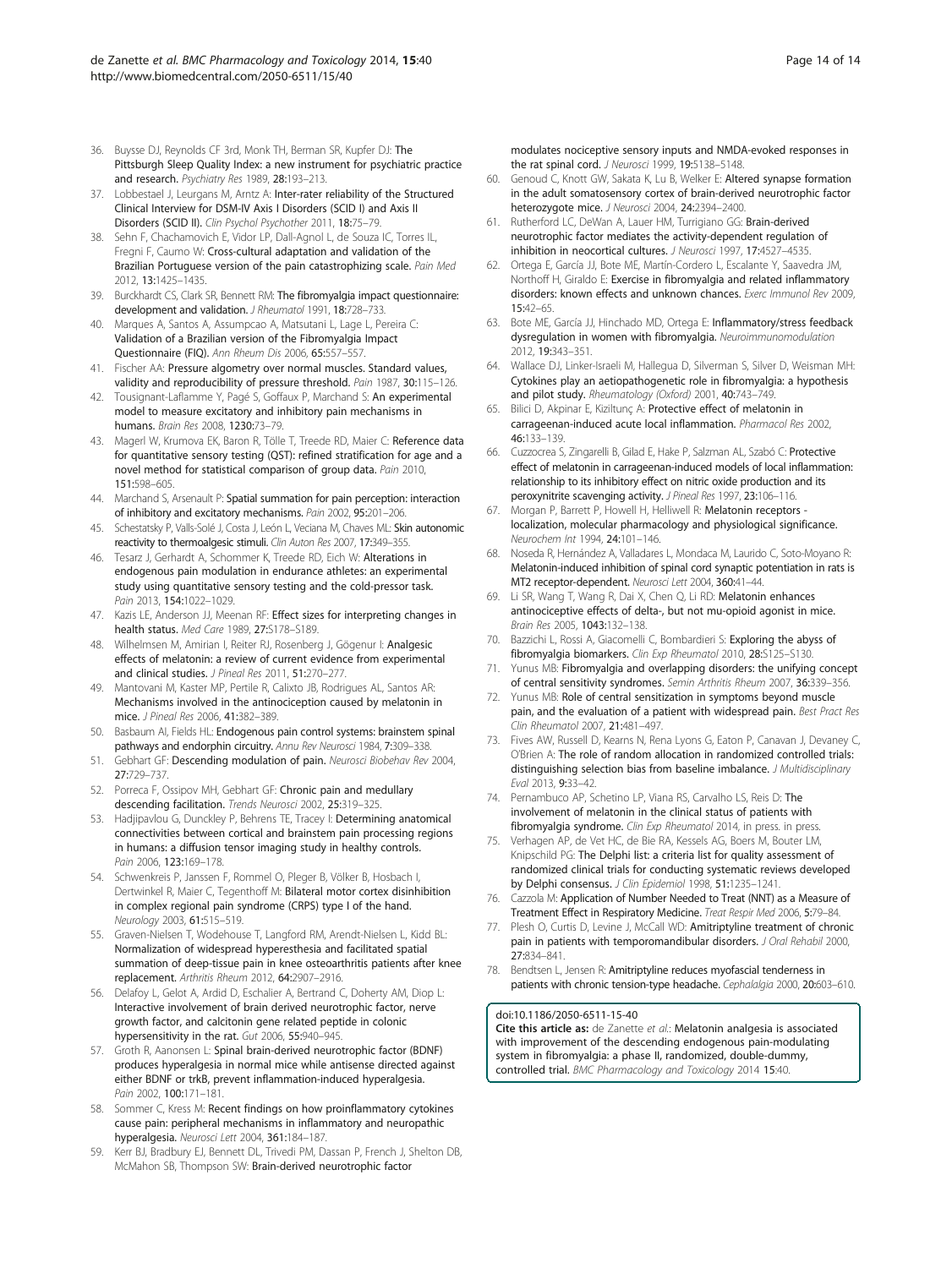36. Buysse DJ, Reynolds CF 3rd, Monk TH, Berman SR, Kupfer DJ: **The Pittsburgh Sleep Quality Index: a new instrument for psychiatric practice and research.** *Psychiatry Res* 1989, **28:**193–213.
37. Lobbestael J, Leurgans M, Arntz A: **Inter-rater reliability of the Structured Clinical Interview for DSM-IV Axis I Disorders (SCID I) and Axis II Disorders (SCID II).** *Clin Psychol Psychother* 2011, **18:**75–79.
38. Sehn F, Chachamovich E, Vidor LP, Dall-Agnol L, de Souza IC, Torres IL, Fregni F, Caumo W: **Cross-cultural adaptation and validation of the Brazilian Portuguese version of the pain catastrophizing scale.** *Pain Med* 2012, **13:**1425–1435.
39. Burckhardt CS, Clark SR, Bennett RM: **The fibromyalgia impact questionnaire: development and validation.** *J Rheumatol* 1991, **18:**728–733.
40. Marques A, Santos A, Assumpcao A, Matsutani L, Lage L, Pereira C: **Validation of a Brazilian version of the Fibromyalgia Impact Questionnaire (FIQ).** *Ann Rheum Dis* 2006, **65:**557–557.
41. Fischer AA: **Pressure algometry over normal muscles. Standard values, validity and reproducibility of pressure threshold.** *Pain* 1987, **30:**115–126.
42. Tousignant-Laflamme Y, Pagé S, Goffaux P, Marchand S: **An experimental model to measure excitatory and inhibitory pain mechanisms in humans.** *Brain Res* 2008, **1230:**73–79.
43. Magerl W, Krumova EK, Baron R, Tölle T, Treede RD, Maier C: **Reference data for quantitative sensory testing (QST): refined stratification for age and a novel method for statistical comparison of group data.** *Pain* 2010, **151:**598–605.
44. Marchand S, Arsenault P: **Spatial summation for pain perception: interaction of inhibitory and excitatory mechanisms.** *Pain* 2002, **95:**201–206.
45. Schestatsky P, Valls-Solé J, Costa J, León L, Veciana M, Chaves ML: **Skin autonomic reactivity to thermoalgesic stimuli.** *Clin Auton Res* 2007, **17:**349–355.
46. Tesarz J, Gerhardt A, Schommer K, Treede RD, Eich W: **Alterations in endogenous pain modulation in endurance athletes: an experimental study using quantitative sensory testing and the cold-pressor task.** *Pain* 2013, **154:**1022–1029.
47. Kazis LE, Anderson JJ, Meenan RF: **Effect sizes for interpreting changes in health status.** *Med Care* 1989, **27:**S178–S189.
48. Wilhelmsen M, Amirian I, Reiter RJ, Rosenberg J, Gögenur I: **Analgesic effects of melatonin: a review of current evidence from experimental and clinical studies.** *J Pineal Res* 2011, **51:**270–277.
49. Mantovani M, Kaster MP, Pertile R, Calixto JB, Rodrigues AL, Santos AR: **Mechanisms involved in the antinociception caused by melatonin in mice.** *J Pineal Res* 2006, **41:**382–389.
50. Basbaum AI, Fields HL: **Endogenous pain control systems: brainstem spinal pathways and endorphin circuitry.** *Annu Rev Neurosci* 1984, **7:**309–338.
51. Gebhart GF: **Descending modulation of pain.** *Neurosci Biobehav Rev* 2004, **27:**729–737.
52. Porreca F, Ossipov MH, Gebhart GF: **Chronic pain and medullary descending facilitation.** *Trends Neurosci* 2002, **25:**319–325.
53. Hadjipavlou G, Dunckley P, Behrens TE, Tracey I: **Determining anatomical connectivities between cortical and brainstem pain processing regions in humans: a diffusion tensor imaging study in healthy controls.** *Pain* 2006, **123:**169–178.
54. Schwenkreis P, Janssen F, Rommel O, Pleger B, Völker B, Hosbach I, Dertwinkel R, Maier C, Tegenthoff M: **Bilateral motor cortex disinhibition in complex regional pain syndrome (CRPS) type I of the hand.** *Neurology* 2003, **61:**515–519.
55. Graven-Nielsen T, Wodehouse T, Langford RM, Arendt-Nielsen L, Kidd BL: **Normalization of widespread hyperesthesia and facilitated spatial summation of deep-tissue pain in knee osteoarthritis patients after knee replacement.** *Arthritis Rheum* 2012, **64:**2907–2916.
56. Delafoy L, Gelot A, Ardid D, Eschalier A, Bertrand C, Doherty AM, Diop L: **Interactive involvement of brain derived neurotrophic factor, nerve growth factor, and calcitonin gene related peptide in colonic hypersensitivity in the rat.** *Gut* 2006, **55:**940–945.
57. Groth R, Aanonsen L: **Spinal brain-derived neurotrophic factor (BDNF) produces hyperalgesia in normal mice while antisense directed against either BDNF or trkB, prevent inflammation-induced hyperalgesia.** *Pain* 2002, **100:**171–181.
58. Sommer C, Kress M: **Recent findings on how proinflammatory cytokines cause pain: peripheral mechanisms in inflammatory and neuropathic hyperalgesia.** *Neurosci Lett* 2004, **361:**184–187.
59. Kerr BJ, Bradbury EJ, Bennett DL, Trivedi PM, Dassan P, French J, Shelton DB, McMahon SB, Thompson SW: **Brain-derived neurotrophic factor modulates nociceptive sensory inputs and NMDA-evoked responses in the rat spinal cord.** *J Neurosci* 1999, **19:**5138–5148.
60. Genoud C, Knott GW, Sakata K, Lu B, Welker E: **Altered synapse formation in the adult somatosensory cortex of brain-derived neurotrophic factor heterozygote mice.** *J Neurosci* 2004, **24:**2394–2400.
61. Rutherford LC, DeWan A, Lauer HM, Turrigiano GG: **Brain-derived neurotrophic factor mediates the activity-dependent regulation of inhibition in neocortical cultures.** *J Neurosci* 1997, **17:**4527–4535.
62. Ortega E, García JJ, Bote ME, Martín-Cordero L, Escalante Y, Saavedra JM, Northoff H, Giraldo E: **Exercise in fibromyalgia and related inflammatory disorders: known effects and unknown chances.** *Exerc Immunol Rev* 2009, **15:**42–65.
63. Bote ME, García JJ, Hinchado MD, Ortega E: **Inflammatory/stress feedback dysregulation in women with fibromyalgia.** *Neuroimmunomodulation* 2012, **19:**343–351.
64. Wallace DJ, Linker-Israeli M, Hallegua D, Silverman S, Silver D, Weisman MH: **Cytokines play an aetiopathogenetic role in fibromyalgia: a hypothesis and pilot study.** *Rheumatology (Oxford)* 2001, **40:**743–749.
65. Bilici D, Akpinar E, Kiziltunç A: **Protective effect of melatonin in carrageenan-induced acute local inflammation.** *Pharmacol Res* 2002, **46:**133–139.
66. Cuzzocrea S, Zingarelli B, Gilad E, Hake P, Salzman AL, Szabó C: **Protective effect of melatonin in carrageenan-induced models of local inflammation: relationship to its inhibitory effect on nitric oxide production and its peroxynitrite scavenging activity.** *J Pineal Res* 1997, **23:**106–116.
67. Morgan P, Barrett P, Howell H, Helliwell R: **Melatonin receptors - localization, molecular pharmacology and physiological significance.** *Neurochem Int* 1994, **24:**101–146.
68. Noseda R, Hernández A, Valladares L, Mondaca M, Laurido C, Soto-Moyano R: **Melatonin-induced inhibition of spinal cord synaptic potentiation in rats is MT2 receptor-dependent.** *Neurosci Lett* 2004, **360:**41–44.
69. Li SR, Wang T, Wang R, Dai X, Chen Q, Li RD: **Melatonin enhances antinociceptive effects of delta-, but not mu-opioid agonist in mice.** *Brain Res* 2005, **1043:**132–138.
70. Bazzichi L, Rossi A, Giacomelli C, Bombardieri S: **Exploring the abyss of fibromyalgia biomarkers.** *Clin Exp Rheumatol* 2010, **28:**S125–S130.
71. Yunus MB: **Fibromyalgia and overlapping disorders: the unifying concept of central sensitivity syndromes.** *Semin Arthritis Rheum* 2007, **36:**339–356.
72. Yunus MB: **Role of central sensitization in symptoms beyond muscle pain, and the evaluation of a patient with widespread pain.** *Best Pract Res Clin Rheumatol* 2007, **21:**481–497.
73. Fives AW, Russell D, Kearns N, Rena Lyons G, Eaton P, Canavan J, Devaney C, O'Brien A: **The role of random allocation in randomized controlled trials: distinguishing selection bias from baseline imbalance.** *J Multidisciplinary Eval* 2013, **9:**33–42.
74. Pernambuco AP, Schetino LP, Viana RS, Carvalho LS, Reis D: **The involvement of melatonin in the clinical status of patients with fibromyalgia syndrome.** *Clin Exp Rheumatol* 2014, in press. in press.
75. Verhagen AP, de Vet HC, de Bie RA, Kessels AG, Boers M, Bouter LM, Knipschild PG: **The Delphi list: a criteria list for quality assessment of randomized clinical trials for conducting systematic reviews developed by Delphi consensus.** *J Clin Epidemiol* 1998, **51:**1235–1241.
76. Cazzola M: **Application of Number Needed to Treat (NNT) as a Measure of Treatment Effect in Respiratory Medicine.** *Treat Respir Med* 2006, **5:**79–84.
77. Plesh O, Curtis D, Levine J, McCall WD: **Amitriptyline treatment of chronic pain in patients with temporomandibular disorders.** *J Oral Rehabil* 2000, **27:**834–841.
78. Bendtsen L, Jensen R: **Amitriptyline reduces myofascial tenderness in patients with chronic tension-type headache.** *Cephalalgia* 2000, **20:**603–610.

doi:10.1186/2050-6511-15-40

**Cite this article as:** de Zanette *et al.*: Melatonin analgesia is associated with improvement of the descending endogenous pain-modulating system in fibromyalgia: a phase II, randomized, double-dummy, controlled trial. *BMC Pharmacology and Toxicology* 2014 **15**:40.